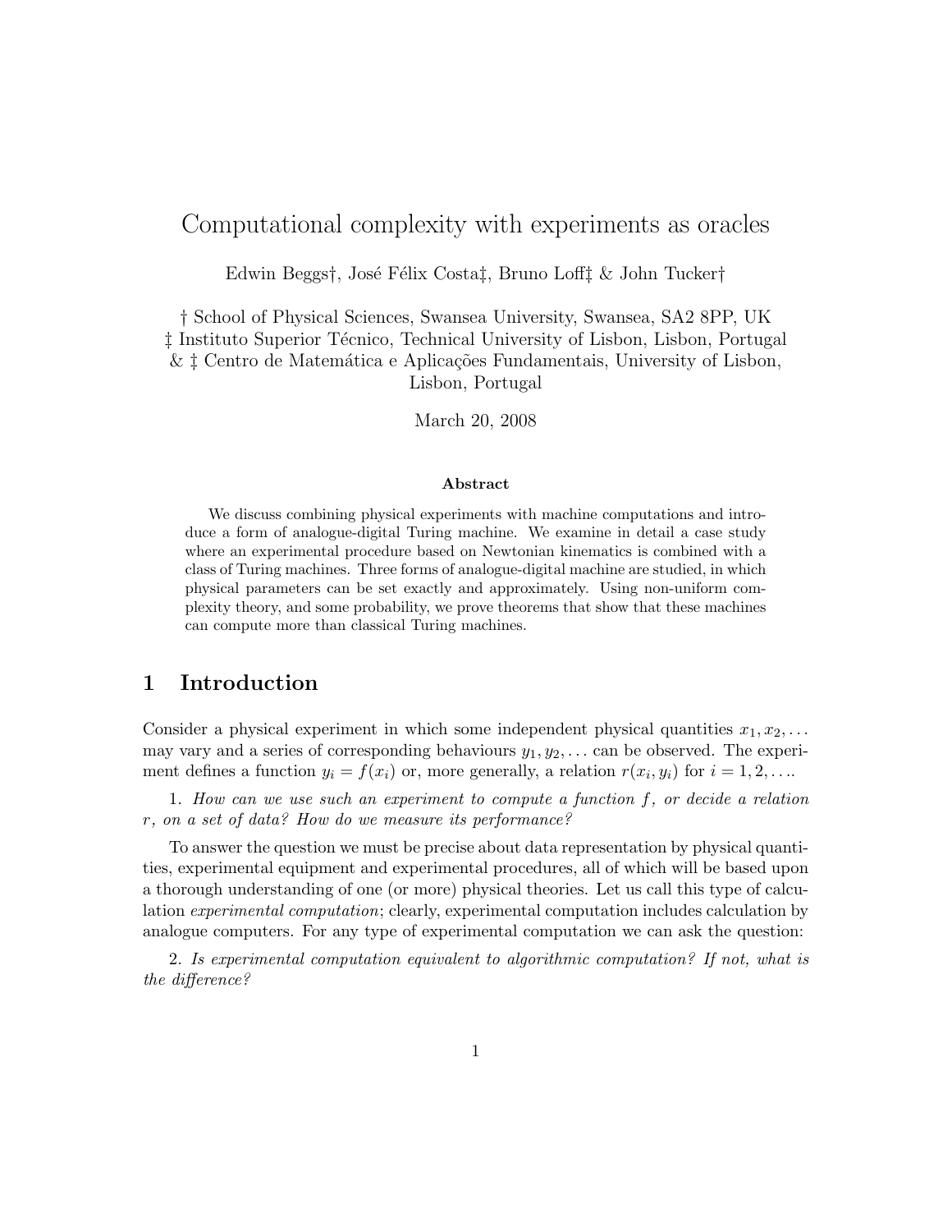# Computational complexity with experiments as oracles

Edwin Beggs†, José Félix Costa‡, Bruno Loff‡ & John Tucker†

† School of Physical Sciences, Swansea University, Swansea, SA2 8PP, UK
‡ Instituto Superior Técnico, Technical University of Lisbon, Lisbon, Portugal
& ‡ Centro de Matemática e Aplicações Fundamentais, University of Lisbon, Lisbon, Portugal

March 20, 2008

**Abstract**

We discuss combining physical experiments with machine computations and introduce a form of analogue-digital Turing machine. We examine in detail a case study where an experimental procedure based on Newtonian kinematics is combined with a class of Turing machines. Three forms of analogue-digital machine are studied, in which physical parameters can be set exactly and approximately. Using non-uniform complexity theory, and some probability, we prove theorems that show that these machines can compute more than classical Turing machines.

## 1 Introduction

Consider a physical experiment in which some independent physical quantities $x_1, x_2, \ldots$ may vary and a series of corresponding behaviours $y_1, y_2, \ldots$ can be observed. The experiment defines a function $y_i = f(x_i)$ or, more generally, a relation $r(x_i, y_i)$ for $i = 1, 2, \ldots$.

1. *How can we use such an experiment to compute a function $f$, or decide a relation $r$, on a set of data? How do we measure its performance?*

To answer the question we must be precise about data representation by physical quantities, experimental equipment and experimental procedures, all of which will be based upon a thorough understanding of one (or more) physical theories. Let us call this type of calculation *experimental computation*; clearly, experimental computation includes calculation by analogue computers. For any type of experimental computation we can ask the question:

2. *Is experimental computation equivalent to algorithmic computation? If not, what is the difference?*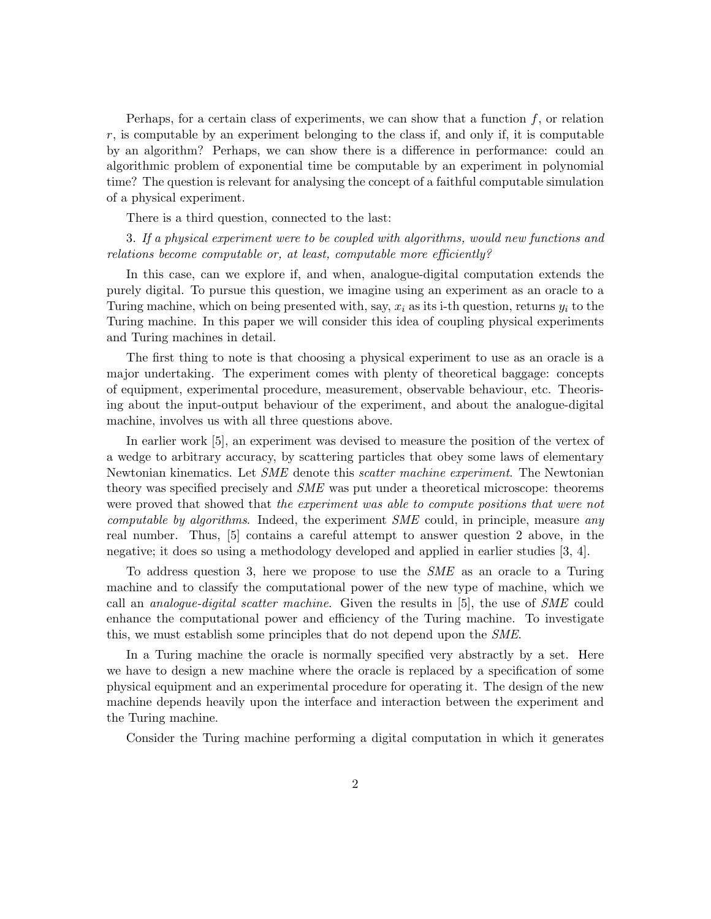Perhaps, for a certain class of experiments, we can show that a function $f$, or relation $r$, is computable by an experiment belonging to the class if, and only if, it is computable by an algorithm? Perhaps, we can show there is a difference in performance: could an algorithmic problem of exponential time be computable by an experiment in polynomial time? The question is relevant for analysing the concept of a faithful computable simulation of a physical experiment.

There is a third question, connected to the last:

3. *If a physical experiment were to be coupled with algorithms, would new functions and relations become computable or, at least, computable more efficiently?*

In this case, can we explore if, and when, analogue-digital computation extends the purely digital. To pursue this question, we imagine using an experiment as an oracle to a Turing machine, which on being presented with, say, $x_i$ as its i-th question, returns $y_i$ to the Turing machine. In this paper we will consider this idea of coupling physical experiments and Turing machines in detail.

The first thing to note is that choosing a physical experiment to use as an oracle is a major undertaking. The experiment comes with plenty of theoretical baggage: concepts of equipment, experimental procedure, measurement, observable behaviour, etc. Theorising about the input-output behaviour of the experiment, and about the analogue-digital machine, involves us with all three questions above.

In earlier work [5], an experiment was devised to measure the position of the vertex of a wedge to arbitrary accuracy, by scattering particles that obey some laws of elementary Newtonian kinematics. Let *SME* denote this *scatter machine experiment*. The Newtonian theory was specified precisely and *SME* was put under a theoretical microscope: theorems were proved that showed that *the experiment was able to compute positions that were not computable by algorithms*. Indeed, the experiment *SME* could, in principle, measure *any* real number. Thus, [5] contains a careful attempt to answer question 2 above, in the negative; it does so using a methodology developed and applied in earlier studies [3, 4].

To address question 3, here we propose to use the *SME* as an oracle to a Turing machine and to classify the computational power of the new type of machine, which we call an *analogue-digital scatter machine*. Given the results in [5], the use of *SME* could enhance the computational power and efficiency of the Turing machine. To investigate this, we must establish some principles that do not depend upon the *SME*.

In a Turing machine the oracle is normally specified very abstractly by a set. Here we have to design a new machine where the oracle is replaced by a specification of some physical equipment and an experimental procedure for operating it. The design of the new machine depends heavily upon the interface and interaction between the experiment and the Turing machine.

Consider the Turing machine performing a digital computation in which it generates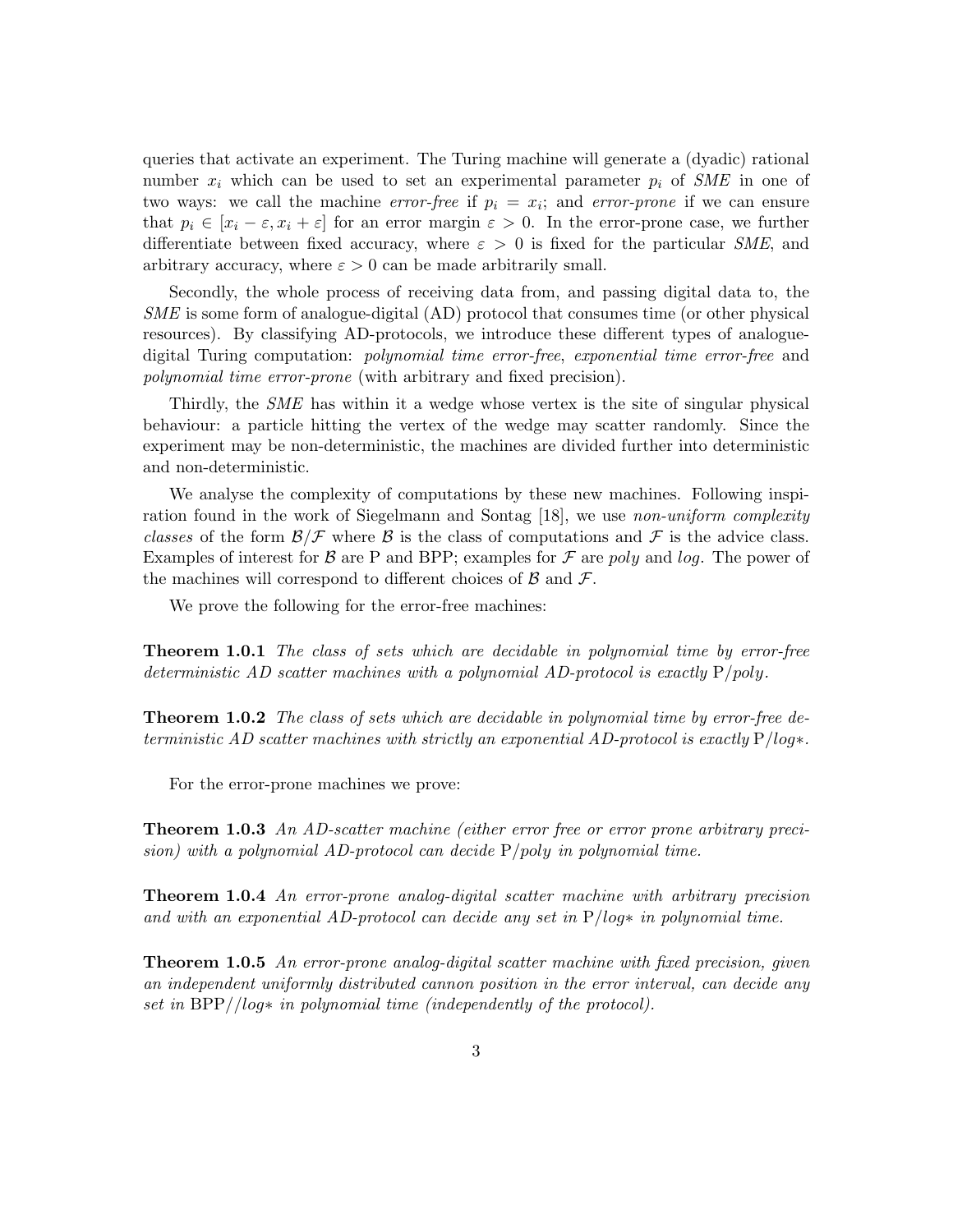queries that activate an experiment. The Turing machine will generate a (dyadic) rational number $x_i$ which can be used to set an experimental parameter $p_i$ of *SME* in one of two ways: we call the machine *error-free* if $p_i = x_i$; and *error-prone* if we can ensure that $p_i \in [x_i - \varepsilon, x_i + \varepsilon]$ for an error margin $\varepsilon > 0$. In the error-prone case, we further differentiate between fixed accuracy, where $\varepsilon > 0$ is fixed for the particular *SME*, and arbitrary accuracy, where $\varepsilon > 0$ can be made arbitrarily small.

Secondly, the whole process of receiving data from, and passing digital data to, the *SME* is some form of analogue-digital (AD) protocol that consumes time (or other physical resources). By classifying AD-protocols, we introduce these different types of analogue-digital Turing computation: *polynomial time error-free*, *exponential time error-free* and *polynomial time error-prone* (with arbitrary and fixed precision).

Thirdly, the *SME* has within it a wedge whose vertex is the site of singular physical behaviour: a particle hitting the vertex of the wedge may scatter randomly. Since the experiment may be non-deterministic, the machines are divided further into deterministic and non-deterministic.

We analyse the complexity of computations by these new machines. Following inspiration found in the work of Siegelmann and Sontag [18], we use *non-uniform complexity classes* of the form $\mathcal{B}/\mathcal{F}$ where $\mathcal{B}$ is the class of computations and $\mathcal{F}$ is the advice class. Examples of interest for $\mathcal{B}$ are P and BPP; examples for $\mathcal{F}$ are *poly* and *log*. The power of the machines will correspond to different choices of $\mathcal{B}$ and $\mathcal{F}$.

We prove the following for the error-free machines:

**Theorem 1.0.1** *The class of sets which are decidable in polynomial time by error-free deterministic AD scatter machines with a polynomial AD-protocol is exactly* $\mathrm{P}/poly$.

**Theorem 1.0.2** *The class of sets which are decidable in polynomial time by error-free deterministic AD scatter machines with strictly an exponential AD-protocol is exactly* $\mathrm{P}/log*$.

For the error-prone machines we prove:

**Theorem 1.0.3** *An AD-scatter machine (either error free or error prone arbitrary precision) with a polynomial AD-protocol can decide* $\mathrm{P}/poly$ *in polynomial time.*

**Theorem 1.0.4** *An error-prone analog-digital scatter machine with arbitrary precision and with an exponential AD-protocol can decide any set in* $\mathrm{P}/log*$ *in polynomial time.*

**Theorem 1.0.5** *An error-prone analog-digital scatter machine with fixed precision, given an independent uniformly distributed cannon position in the error interval, can decide any set in* $\mathrm{BPP}//log*$ *in polynomial time (independently of the protocol).*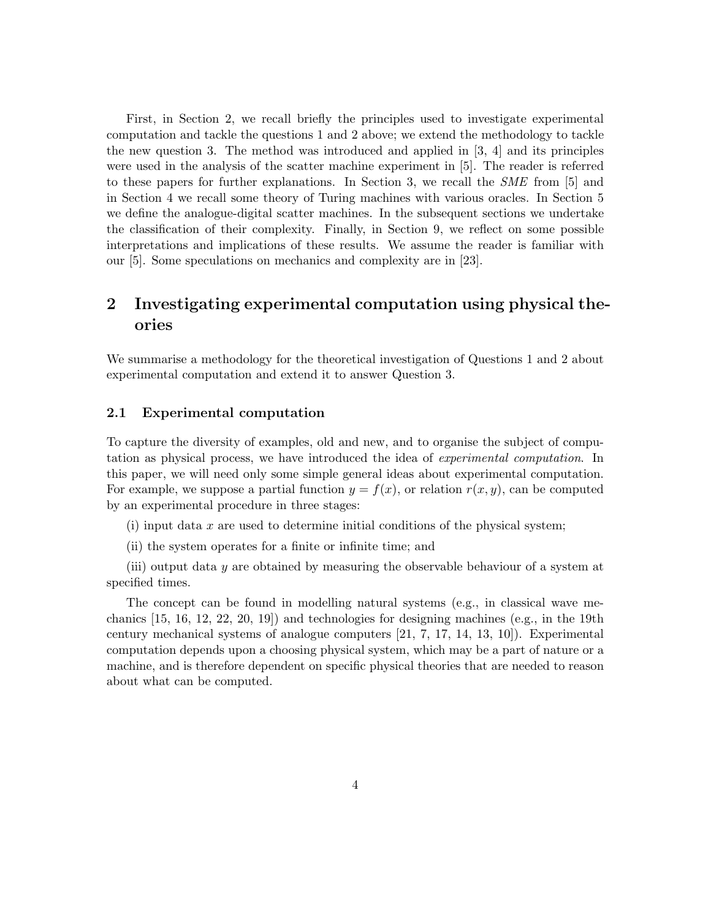First, in Section 2, we recall briefly the principles used to investigate experimental computation and tackle the questions 1 and 2 above; we extend the methodology to tackle the new question 3. The method was introduced and applied in [3, 4] and its principles were used in the analysis of the scatter machine experiment in [5]. The reader is referred to these papers for further explanations. In Section 3, we recall the *SME* from [5] and in Section 4 we recall some theory of Turing machines with various oracles. In Section 5 we define the analogue-digital scatter machines. In the subsequent sections we undertake the classification of their complexity. Finally, in Section 9, we reflect on some possible interpretations and implications of these results. We assume the reader is familiar with our [5]. Some speculations on mechanics and complexity are in [23].

## 2 Investigating experimental computation using physical theories

We summarise a methodology for the theoretical investigation of Questions 1 and 2 about experimental computation and extend it to answer Question 3.

### 2.1 Experimental computation

To capture the diversity of examples, old and new, and to organise the subject of computation as physical process, we have introduced the idea of *experimental computation*. In this paper, we will need only some simple general ideas about experimental computation. For example, we suppose a partial function $y = f(x)$, or relation $r(x, y)$, can be computed by an experimental procedure in three stages:

(i) input data $x$ are used to determine initial conditions of the physical system;

(ii) the system operates for a finite or infinite time; and

(iii) output data $y$ are obtained by measuring the observable behaviour of a system at specified times.

The concept can be found in modelling natural systems (e.g., in classical wave mechanics [15, 16, 12, 22, 20, 19]) and technologies for designing machines (e.g., in the 19th century mechanical systems of analogue computers [21, 7, 17, 14, 13, 10]). Experimental computation depends upon a choosing physical system, which may be a part of nature or a machine, and is therefore dependent on specific physical theories that are needed to reason about what can be computed.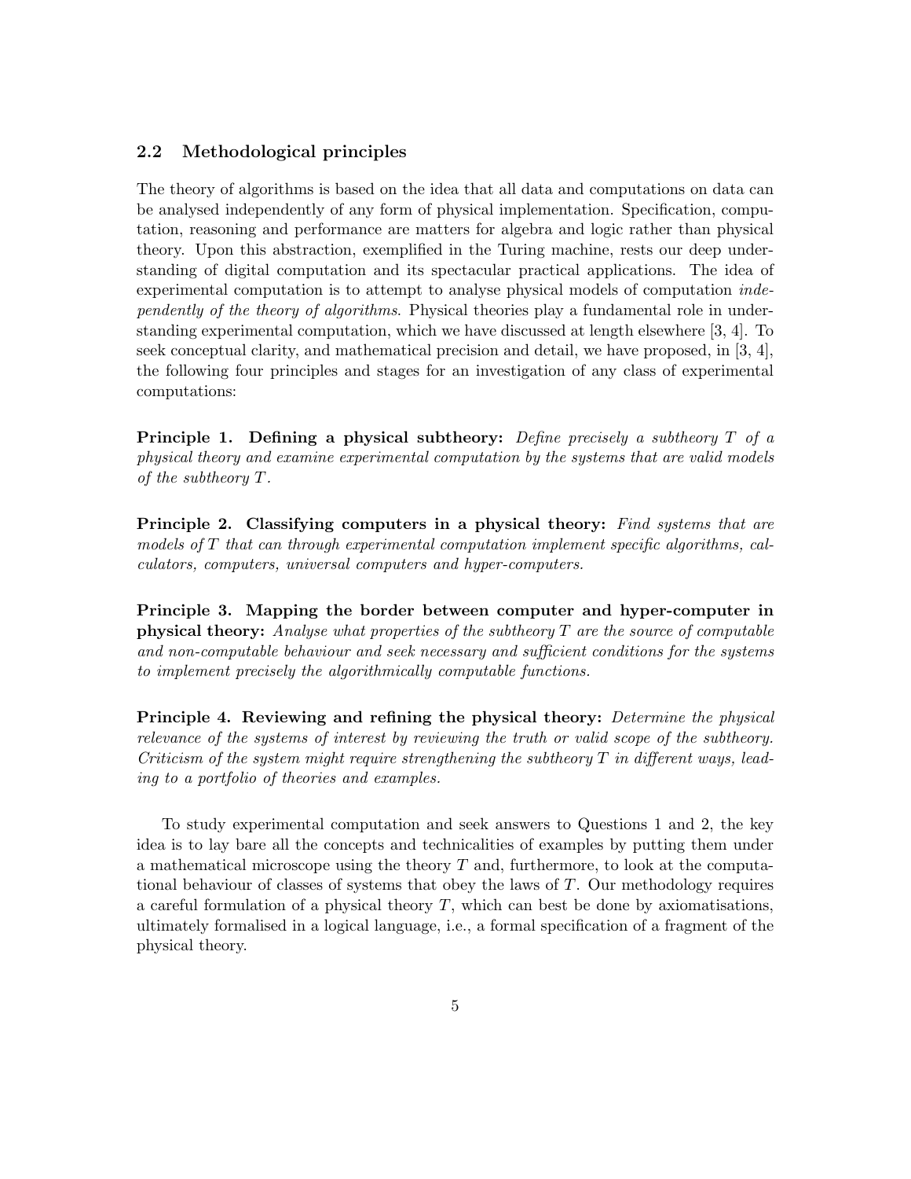### 2.2 Methodological principles

The theory of algorithms is based on the idea that all data and computations on data can be analysed independently of any form of physical implementation. Specification, computation, reasoning and performance are matters for algebra and logic rather than physical theory. Upon this abstraction, exemplified in the Turing machine, rests our deep understanding of digital computation and its spectacular practical applications. The idea of experimental computation is to attempt to analyse physical models of computation *independently of the theory of algorithms*. Physical theories play a fundamental role in understanding experimental computation, which we have discussed at length elsewhere [3, 4]. To seek conceptual clarity, and mathematical precision and detail, we have proposed, in [3, 4], the following four principles and stages for an investigation of any class of experimental computations:

**Principle 1. Defining a physical subtheory:** *Define precisely a subtheory $T$ of a physical theory and examine experimental computation by the systems that are valid models of the subtheory $T$.*

**Principle 2. Classifying computers in a physical theory:** *Find systems that are models of $T$ that can through experimental computation implement specific algorithms, calculators, computers, universal computers and hyper-computers.*

**Principle 3. Mapping the border between computer and hyper-computer in physical theory:** *Analyse what properties of the subtheory $T$ are the source of computable and non-computable behaviour and seek necessary and sufficient conditions for the systems to implement precisely the algorithmically computable functions.*

**Principle 4. Reviewing and refining the physical theory:** *Determine the physical relevance of the systems of interest by reviewing the truth or valid scope of the subtheory. Criticism of the system might require strengthening the subtheory $T$ in different ways, leading to a portfolio of theories and examples.*

To study experimental computation and seek answers to Questions 1 and 2, the key idea is to lay bare all the concepts and technicalities of examples by putting them under a mathematical microscope using the theory $T$ and, furthermore, to look at the computational behaviour of classes of systems that obey the laws of $T$. Our methodology requires a careful formulation of a physical theory $T$, which can best be done by axiomatisations, ultimately formalised in a logical language, i.e., a formal specification of a fragment of the physical theory.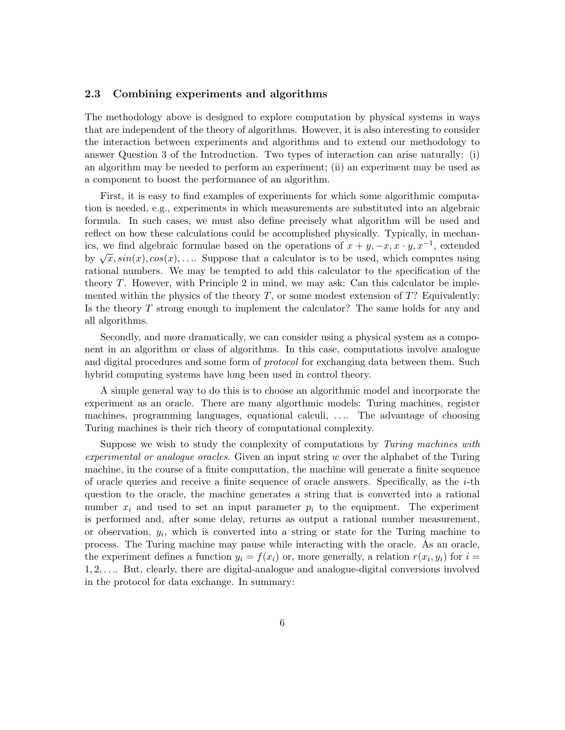### 2.3 Combining experiments and algorithms

The methodology above is designed to explore computation by physical systems in ways that are independent of the theory of algorithms. However, it is also interesting to consider the interaction between experiments and algorithms and to extend our methodology to answer Question 3 of the Introduction. Two types of interaction can arise naturally: (i) an algorithm may be needed to perform an experiment; (ii) an experiment may be used as a component to boost the performance of an algorithm.

First, it is easy to find examples of experiments for which some algorithmic computation is needed, e.g., experiments in which measurements are substituted into an algebraic formula. In such cases, we must also define precisely what algorithm will be used and reflect on how these calculations could be accomplished physically. Typically, in mechanics, we find algebraic formulae based on the operations of $x + y, -x, x \cdot y, x^{-1}$, extended by $\sqrt{x}, sin(x), cos(x), \ldots$. Suppose that a calculator is to be used, which computes using rational numbers. We may be tempted to add this calculator to the specification of the theory $T$. However, with Principle 2 in mind, we may ask: Can this calculator be implemented within the physics of the theory $T$, or some modest extension of $T$? Equivalently: Is the theory $T$ strong enough to implement the calculator? The same holds for any and all algorithms.

Secondly, and more dramatically, we can consider using a physical system as a component in an algorithm or class of algorithms. In this case, computations involve analogue and digital procedures and some form of *protocol* for exchanging data between them. Such hybrid computing systems have long been used in control theory.

A simple general way to do this is to choose an algorithmic model and incorporate the experiment as an oracle. There are many algorthmic models: Turing machines, register machines, programming languages, equational calculi, .... The advantage of choosing Turing machines is their rich theory of computational complexity.

Suppose we wish to study the complexity of computations by *Turing machines with experimental or analogue oracles*. Given an input string $w$ over the alphabet of the Turing machine, in the course of a finite computation, the machine will generate a finite sequence of oracle queries and receive a finite sequence of oracle answers. Specifically, as the $i$-th question to the oracle, the machine generates a string that is converted into a rational number $x_i$ and used to set an input parameter $p_i$ to the equipment. The experiment is performed and, after some delay, returns as output a rational number measurement, or observation, $y_i$, which is converted into a string or state for the Turing machine to process. The Turing machine may pause while interacting with the oracle. As an oracle, the experiment defines a function $y_i = f(x_i)$ or, more generally, a relation $r(x_i, y_i)$ for $i = 1, 2, \ldots$. But, clearly, there are digital-analogue and analogue-digital conversions involved in the protocol for data exchange. In summary: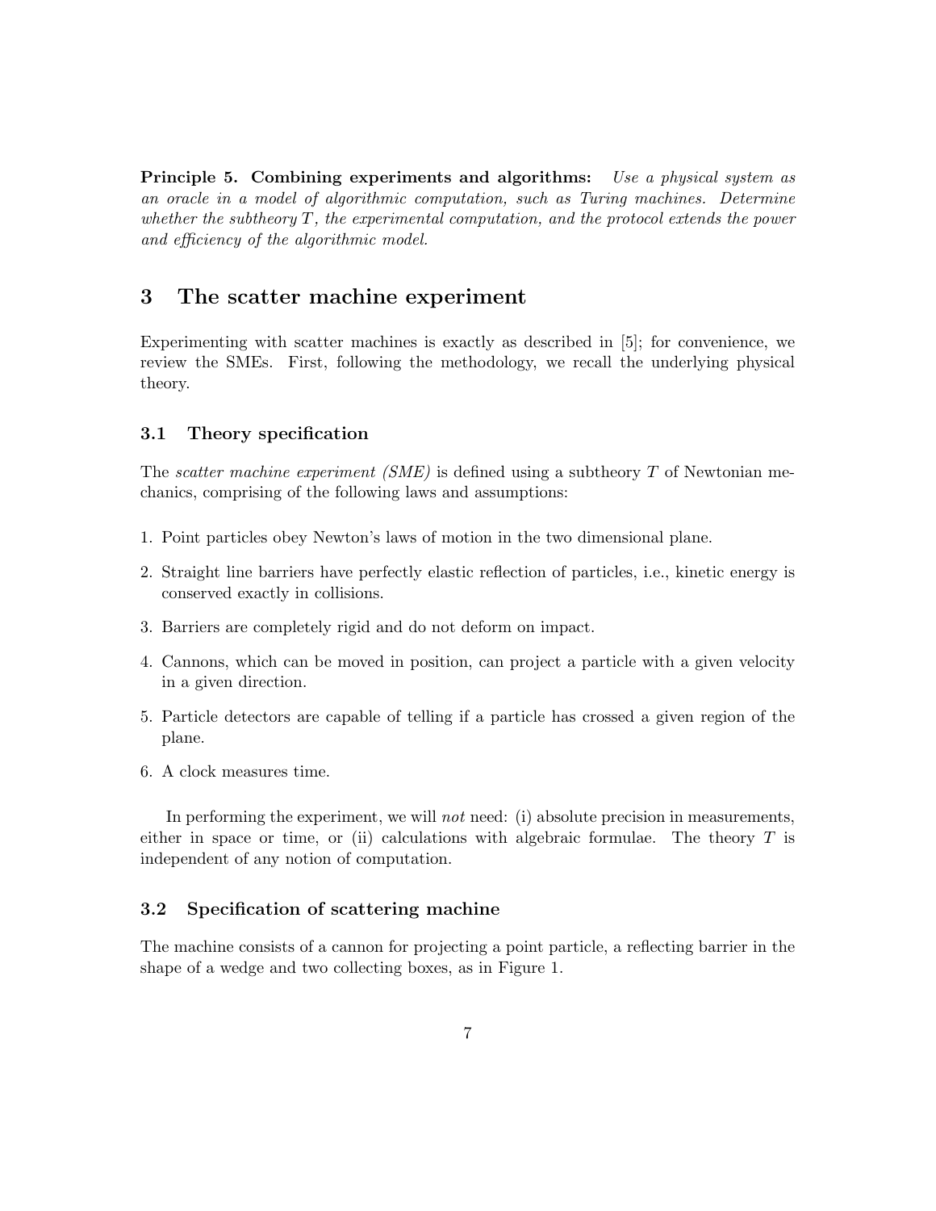**Principle 5. Combining experiments and algorithms:** *Use a physical system as an oracle in a model of algorithmic computation, such as Turing machines. Determine whether the subtheory $T$, the experimental computation, and the protocol extends the power and efficiency of the algorithmic model.*

# 3 The scatter machine experiment

Experimenting with scatter machines is exactly as described in [5]; for convenience, we review the SMEs. First, following the methodology, we recall the underlying physical theory.

## 3.1 Theory specification

The *scatter machine experiment (SME)* is defined using a subtheory $T$ of Newtonian mechanics, comprising of the following laws and assumptions:

1. Point particles obey Newton's laws of motion in the two dimensional plane.
2. Straight line barriers have perfectly elastic reflection of particles, i.e., kinetic energy is conserved exactly in collisions.
3. Barriers are completely rigid and do not deform on impact.
4. Cannons, which can be moved in position, can project a particle with a given velocity in a given direction.
5. Particle detectors are capable of telling if a particle has crossed a given region of the plane.
6. A clock measures time.

In performing the experiment, we will *not* need: (i) absolute precision in measurements, either in space or time, or (ii) calculations with algebraic formulae. The theory $T$ is independent of any notion of computation.

## 3.2 Specification of scattering machine

The machine consists of a cannon for projecting a point particle, a reflecting barrier in the shape of a wedge and two collecting boxes, as in Figure 1.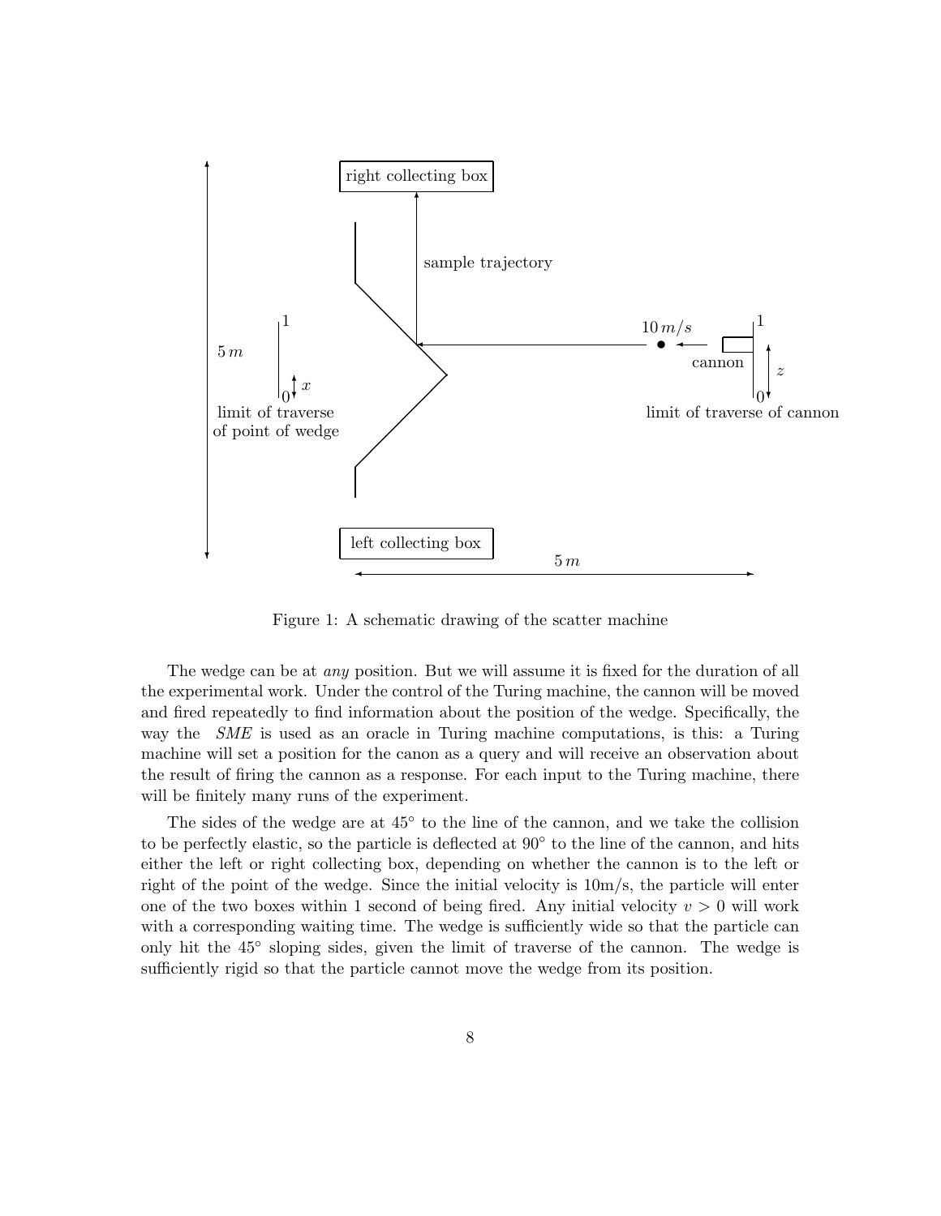right collecting box

sample trajectory

5 $m$

1

0

$x$

limit of traverse of point of wedge

10 $m/s$

cannon

1

$z$

0

limit of traverse of cannon

left collecting box

5 $m$

Figure 1: A schematic drawing of the scatter machine

The wedge can be at *any* position. But we will assume it is fixed for the duration of all the experimental work. Under the control of the Turing machine, the cannon will be moved and fired repeatedly to find information about the position of the wedge. Specifically, the way the *SME* is used as an oracle in Turing machine computations, is this: a Turing machine will set a position for the canon as a query and will receive an observation about the result of firing the cannon as a response. For each input to the Turing machine, there will be finitely many runs of the experiment.

The sides of the wedge are at $45^\circ$ to the line of the cannon, and we take the collision to be perfectly elastic, so the particle is deflected at $90^\circ$ to the line of the cannon, and hits either the left or right collecting box, depending on whether the cannon is to the left or right of the point of the wedge. Since the initial velocity is 10m/s, the particle will enter one of the two boxes within 1 second of being fired. Any initial velocity $v > 0$ will work with a corresponding waiting time. The wedge is sufficiently wide so that the particle can only hit the $45^\circ$ sloping sides, given the limit of traverse of the cannon. The wedge is sufficiently rigid so that the particle cannot move the wedge from its position.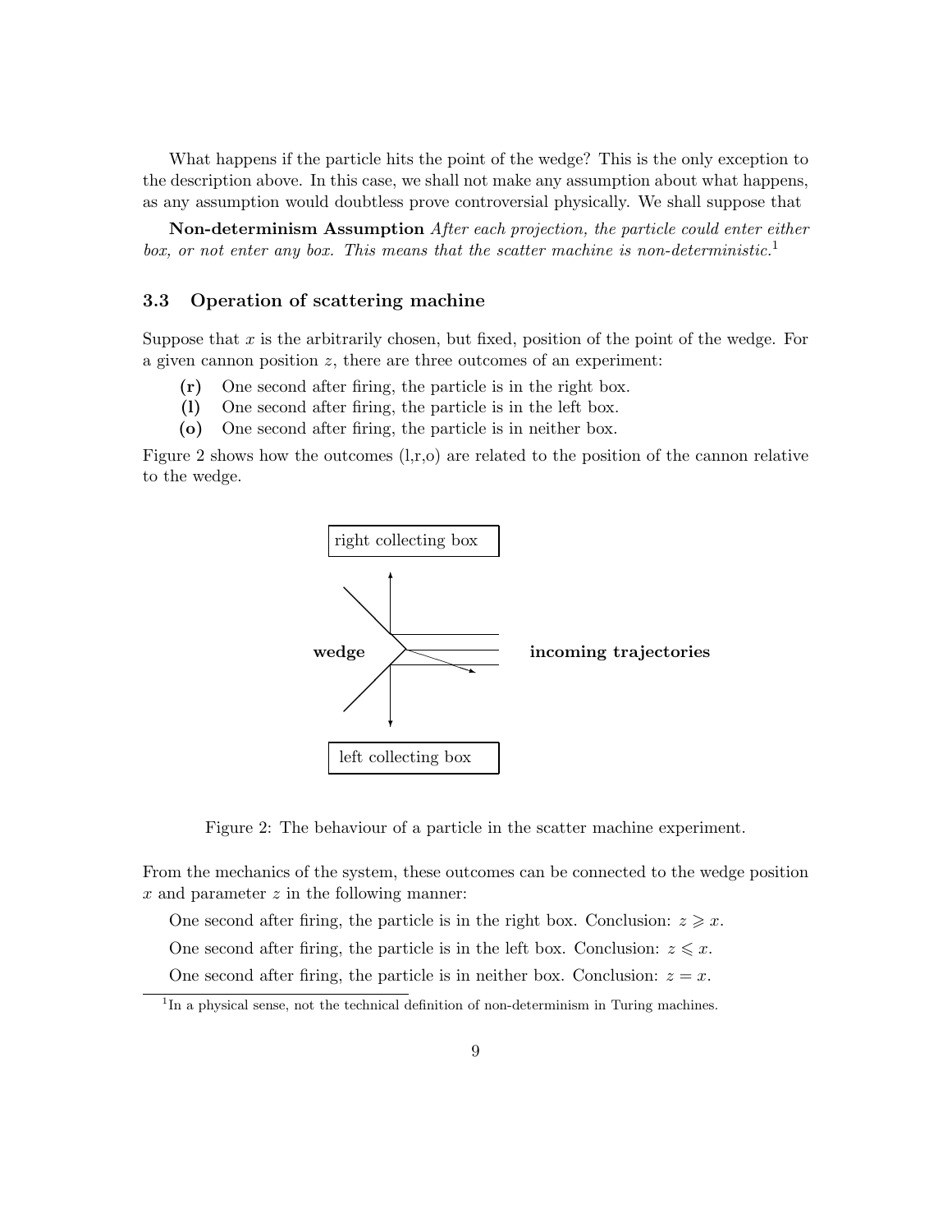What happens if the particle hits the point of the wedge? This is the only exception to the description above. In this case, we shall not make any assumption about what happens, as any assumption would doubtless prove controversial physically. We shall suppose that

**Non-determinism Assumption** *After each projection, the particle could enter either box, or not enter any box. This means that the scatter machine is non-deterministic.*[1]

### 3.3 Operation of scattering machine

Suppose that $x$ is the arbitrarily chosen, but fixed, position of the point of the wedge. For a given cannon position $z$, there are three outcomes of an experiment:

- **(r)** One second after firing, the particle is in the right box.
- **(l)** One second after firing, the particle is in the left box.
- **(o)** One second after firing, the particle is in neither box.

Figure 2 shows how the outcomes (l,r,o) are related to the position of the cannon relative to the wedge.

right collecting box

wedge

incoming trajectories

left collecting box

Figure 2: The behaviour of a particle in the scatter machine experiment.

From the mechanics of the system, these outcomes can be connected to the wedge position $x$ and parameter $z$ in the following manner:

One second after firing, the particle is in the right box. Conclusion: $z \geqslant x$.

One second after firing, the particle is in the left box. Conclusion: $z \leqslant x$.

One second after firing, the particle is in neither box. Conclusion: $z = x$.

[1] In a physical sense, not the technical definition of non-determinism in Turing machines.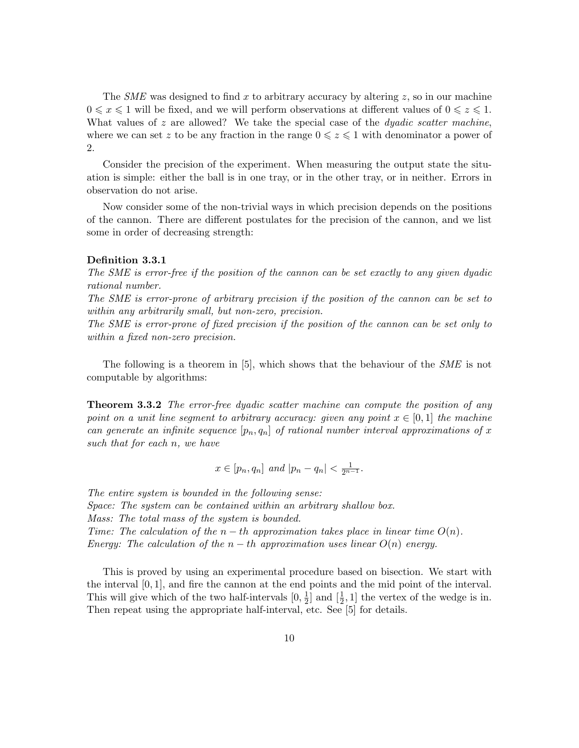The *SME* was designed to find $x$ to arbitrary accuracy by altering $z$, so in our machine $0 \leqslant x \leqslant 1$ will be fixed, and we will perform observations at different values of $0 \leqslant z \leqslant 1$. What values of $z$ are allowed? We take the special case of the *dyadic scatter machine*, where we can set $z$ to be any fraction in the range $0 \leqslant z \leqslant 1$ with denominator a power of 2.

Consider the precision of the experiment. When measuring the output state the situation is simple: either the ball is in one tray, or in the other tray, or in neither. Errors in observation do not arise.

Now consider some of the non-trivial ways in which precision depends on the positions of the cannon. There are different postulates for the precision of the cannon, and we list some in order of decreasing strength:

**Definition 3.3.1**
*The SME is error-free if the position of the cannon can be set exactly to any given dyadic rational number.*
*The SME is error-prone of arbitrary precision if the position of the cannon can be set to within any arbitrarily small, but non-zero, precision.*
*The SME is error-prone of fixed precision if the position of the cannon can be set only to within a fixed non-zero precision.*

The following is a theorem in [5], which shows that the behaviour of the *SME* is not computable by algorithms:

**Theorem 3.3.2** *The error-free dyadic scatter machine can compute the position of any point on a unit line segment to arbitrary accuracy: given any point $x \in [0,1]$ the machine can generate an infinite sequence $[p_n, q_n]$ of rational number interval approximations of $x$ such that for each $n$, we have*

$$x \in [p_n, q_n] \text{ and } |p_n - q_n| < \tfrac{1}{2^{n-1}}.$$

*The entire system is bounded in the following sense:*
*Space: The system can be contained within an arbitrary shallow box.*
*Mass: The total mass of the system is bounded.*
*Time: The calculation of the $n-th$ approximation takes place in linear time $O(n)$.*
*Energy: The calculation of the $n-th$ approximation uses linear $O(n)$ energy.*

This is proved by using an experimental procedure based on bisection. We start with the interval $[0,1]$, and fire the cannon at the end points and the mid point of the interval. This will give which of the two half-intervals $[0, \frac{1}{2}]$ and $[\frac{1}{2}, 1]$ the vertex of the wedge is in. Then repeat using the appropriate half-interval, etc. See [5] for details.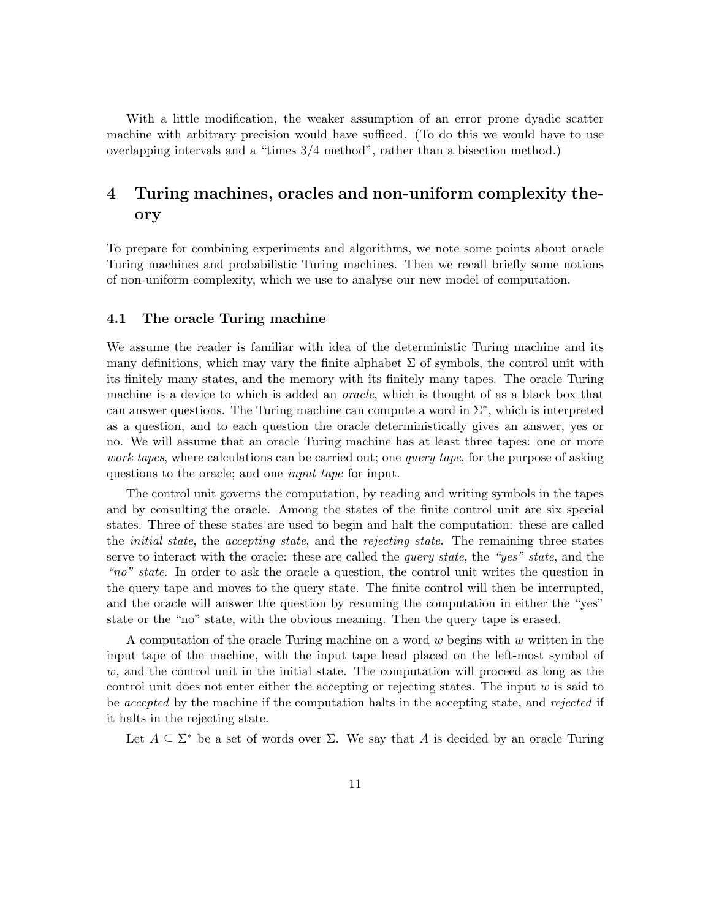With a little modification, the weaker assumption of an error prone dyadic scatter machine with arbitrary precision would have sufficed. (To do this we would have to use overlapping intervals and a "times 3/4 method", rather than a bisection method.)

# 4 Turing machines, oracles and non-uniform complexity theory

To prepare for combining experiments and algorithms, we note some points about oracle Turing machines and probabilistic Turing machines. Then we recall briefly some notions of non-uniform complexity, which we use to analyse our new model of computation.

## 4.1 The oracle Turing machine

We assume the reader is familiar with idea of the deterministic Turing machine and its many definitions, which may vary the finite alphabet $\Sigma$ of symbols, the control unit with its finitely many states, and the memory with its finitely many tapes. The oracle Turing machine is a device to which is added an *oracle*, which is thought of as a black box that can answer questions. The Turing machine can compute a word in $\Sigma^*$, which is interpreted as a question, and to each question the oracle deterministically gives an answer, yes or no. We will assume that an oracle Turing machine has at least three tapes: one or more *work tapes*, where calculations can be carried out; one *query tape*, for the purpose of asking questions to the oracle; and one *input tape* for input.

The control unit governs the computation, by reading and writing symbols in the tapes and by consulting the oracle. Among the states of the finite control unit are six special states. Three of these states are used to begin and halt the computation: these are called the *initial state*, the *accepting state*, and the *rejecting state*. The remaining three states serve to interact with the oracle: these are called the *query state*, the *"yes" state*, and the *"no" state*. In order to ask the oracle a question, the control unit writes the question in the query tape and moves to the query state. The finite control will then be interrupted, and the oracle will answer the question by resuming the computation in either the "yes" state or the "no" state, with the obvious meaning. Then the query tape is erased.

A computation of the oracle Turing machine on a word $w$ begins with $w$ written in the input tape of the machine, with the input tape head placed on the left-most symbol of $w$, and the control unit in the initial state. The computation will proceed as long as the control unit does not enter either the accepting or rejecting states. The input $w$ is said to be *accepted* by the machine if the computation halts in the accepting state, and *rejected* if it halts in the rejecting state.

Let $A \subseteq \Sigma^*$ be a set of words over $\Sigma$. We say that $A$ is decided by an oracle Turing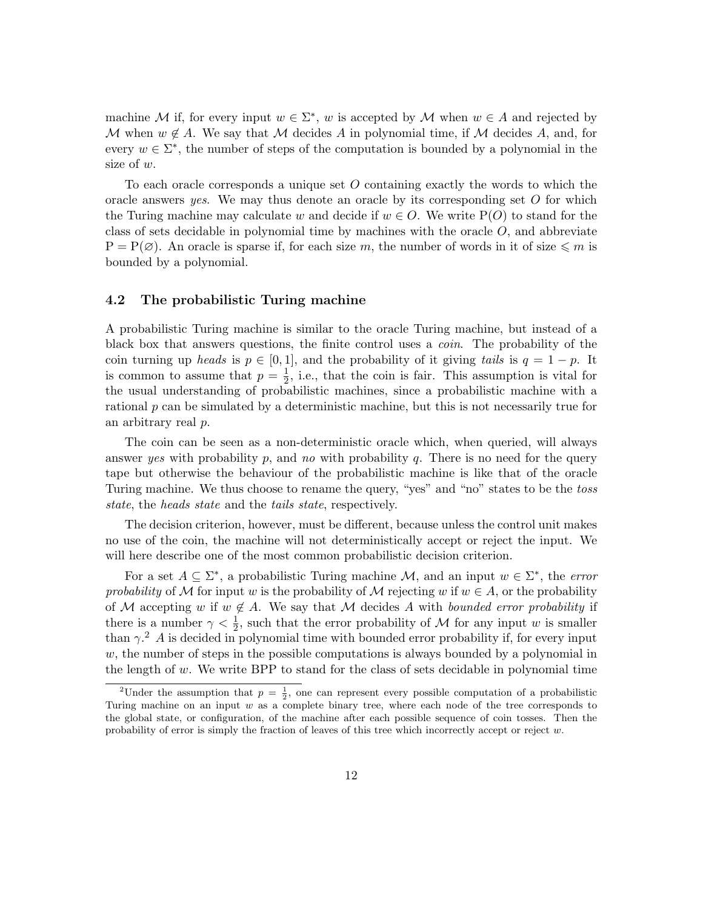machine $\mathcal{M}$ if, for every input $w \in \Sigma^*$, $w$ is accepted by $\mathcal{M}$ when $w \in A$ and rejected by $\mathcal{M}$ when $w \notin A$. We say that $\mathcal{M}$ decides $A$ in polynomial time, if $\mathcal{M}$ decides $A$, and, for every $w \in \Sigma^*$, the number of steps of the computation is bounded by a polynomial in the size of $w$.

To each oracle corresponds a unique set $O$ containing exactly the words to which the oracle answers *yes*. We may thus denote an oracle by its corresponding set $O$ for which the Turing machine may calculate $w$ and decide if $w \in O$. We write $\mathrm{P}(O)$ to stand for the class of sets decidable in polynomial time by machines with the oracle $O$, and abbreviate $\mathrm{P} = \mathrm{P}(\varnothing)$. An oracle is sparse if, for each size $m$, the number of words in it of size $\leqslant m$ is bounded by a polynomial.

### 4.2 The probabilistic Turing machine

A probabilistic Turing machine is similar to the oracle Turing machine, but instead of a black box that answers questions, the finite control uses a *coin*. The probability of the coin turning up *heads* is $p \in [0, 1]$, and the probability of it giving *tails* is $q = 1 - p$. It is common to assume that $p = \frac{1}{2}$, i.e., that the coin is fair. This assumption is vital for the usual understanding of probabilistic machines, since a probabilistic machine with a rational $p$ can be simulated by a deterministic machine, but this is not necessarily true for an arbitrary real $p$.

The coin can be seen as a non-deterministic oracle which, when queried, will always answer *yes* with probability $p$, and *no* with probability $q$. There is no need for the query tape but otherwise the behaviour of the probabilistic machine is like that of the oracle Turing machine. We thus choose to rename the query, "yes" and "no" states to be the *toss state*, the *heads state* and the *tails state*, respectively.

The decision criterion, however, must be different, because unless the control unit makes no use of the coin, the machine will not deterministically accept or reject the input. We will here describe one of the most common probabilistic decision criterion.

For a set $A \subseteq \Sigma^*$, a probabilistic Turing machine $\mathcal{M}$, and an input $w \in \Sigma^*$, the *error probability* of $\mathcal{M}$ for input $w$ is the probability of $\mathcal{M}$ rejecting $w$ if $w \in A$, or the probability of $\mathcal{M}$ accepting $w$ if $w \notin A$. We say that $\mathcal{M}$ decides $A$ with *bounded error probability* if there is a number $\gamma < \frac{1}{2}$, such that the error probability of $\mathcal{M}$ for any input $w$ is smaller than $\gamma$.[2] $A$ is decided in polynomial time with bounded error probability if, for every input $w$, the number of steps in the possible computations is always bounded by a polynomial in the length of $w$. We write BPP to stand for the class of sets decidable in polynomial time

[2] Under the assumption that $p = \frac{1}{2}$, one can represent every possible computation of a probabilistic Turing machine on an input $w$ as a complete binary tree, where each node of the tree corresponds to the global state, or configuration, of the machine after each possible sequence of coin tosses. Then the probability of error is simply the fraction of leaves of this tree which incorrectly accept or reject $w$.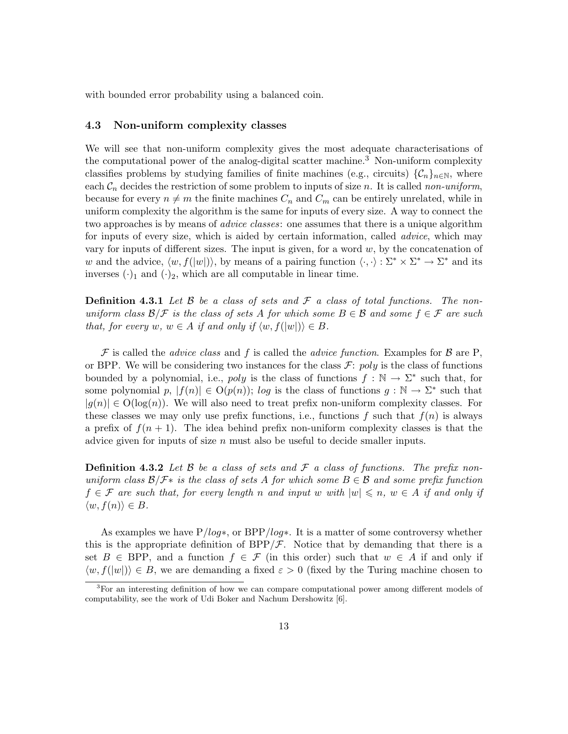with bounded error probability using a balanced coin.

### 4.3 Non-uniform complexity classes

We will see that non-uniform complexity gives the most adequate characterisations of the computational power of the analog-digital scatter machine.[3] Non-uniform complexity classifies problems by studying families of finite machines (e.g., circuits) $\{\mathcal{C}_n\}_{n\in\mathbb{N}}$, where each $\mathcal{C}_n$ decides the restriction of some problem to inputs of size $n$. It is called *non-uniform*, because for every $n \neq m$ the finite machines $C_n$ and $C_m$ can be entirely unrelated, while in uniform complexity the algorithm is the same for inputs of every size. A way to connect the two approaches is by means of *advice classes*: one assumes that there is a unique algorithm for inputs of every size, which is aided by certain information, called *advice*, which may vary for inputs of different sizes. The input is given, for a word $w$, by the concatenation of $w$ and the advice, $\langle w, f(|w|)\rangle$, by means of a pairing function $\langle \cdot, \cdot \rangle : \Sigma^* \times \Sigma^* \to \Sigma^*$ and its inverses $(\cdot)_1$ and $(\cdot)_2$, which are all computable in linear time.

**Definition 4.3.1** *Let $\mathcal{B}$ be a class of sets and $\mathcal{F}$ a class of total functions. The non-uniform class $\mathcal{B}/\mathcal{F}$ is the class of sets $A$ for which some $B \in \mathcal{B}$ and some $f \in \mathcal{F}$ are such that, for every $w$, $w \in A$ if and only if $\langle w, f(|w|)\rangle \in B$.*

$\mathcal{F}$ is called the *advice class* and $f$ is called the *advice function*. Examples for $\mathcal{B}$ are P, or BPP. We will be considering two instances for the class $\mathcal{F}$: *poly* is the class of functions bounded by a polynomial, i.e., *poly* is the class of functions $f : \mathbb{N} \to \Sigma^*$ such that, for some polynomial $p$, $|f(n)| \in O(p(n))$; *log* is the class of functions $g : \mathbb{N} \to \Sigma^*$ such that $|g(n)| \in O(\log(n))$. We will also need to treat prefix non-uniform complexity classes. For these classes we may only use prefix functions, i.e., functions $f$ such that $f(n)$ is always a prefix of $f(n+1)$. The idea behind prefix non-uniform complexity classes is that the advice given for inputs of size $n$ must also be useful to decide smaller inputs.

**Definition 4.3.2** *Let $\mathcal{B}$ be a class of sets and $\mathcal{F}$ a class of functions. The prefix non-uniform class $\mathcal{B}/\mathcal{F}*$ is the class of sets $A$ for which some $B \in \mathcal{B}$ and some prefix function $f \in \mathcal{F}$ are such that, for every length $n$ and input $w$ with $|w| \leqslant n$, $w \in A$ if and only if $\langle w, f(n)\rangle \in B$.*

As examples we have P/*log*∗, or BPP/*log*∗. It is a matter of some controversy whether this is the appropriate definition of BPP/$\mathcal{F}$. Notice that by demanding that there is a set $B \in$ BPP, and a function $f \in \mathcal{F}$ (in this order) such that $w \in A$ if and only if $\langle w, f(|w|)\rangle \in B$, we are demanding a fixed $\varepsilon > 0$ (fixed by the Turing machine chosen to

[3] For an interesting definition of how we can compare computational power among different models of computability, see the work of Udi Boker and Nachum Dershowitz [6].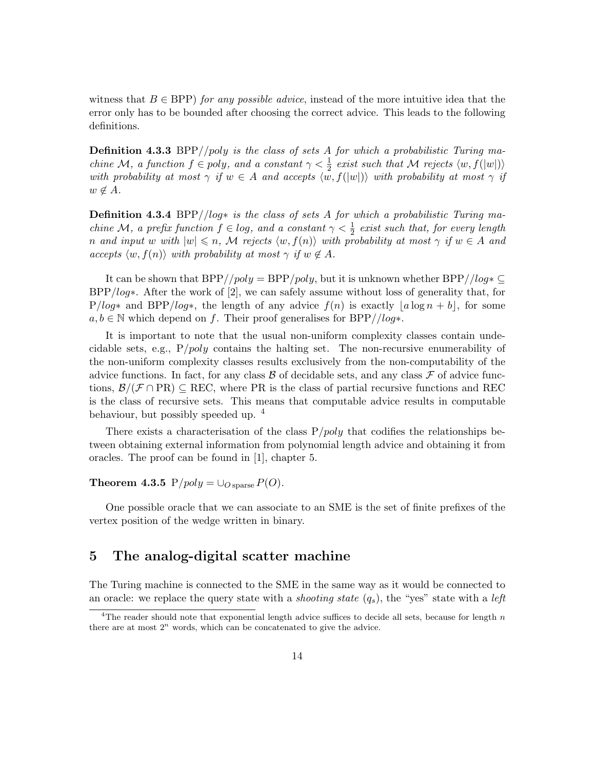witness that $B \in \text{BPP}$) *for any possible advice*, instead of the more intuitive idea that the error only has to be bounded after choosing the correct advice. This leads to the following definitions.

**Definition 4.3.3** *BPP//poly is the class of sets $A$ for which a probabilistic Turing machine $\mathcal{M}$, a function $f \in poly$, and a constant $\gamma < \frac{1}{2}$ exist such that $\mathcal{M}$ rejects $\langle w, f(|w|)\rangle$ with probability at most $\gamma$ if $w \in A$ and accepts $\langle w, f(|w|)\rangle$ with probability at most $\gamma$ if $w \notin A$.*

**Definition 4.3.4** *BPP//log∗ is the class of sets $A$ for which a probabilistic Turing machine $\mathcal{M}$, a prefix function $f \in log$, and a constant $\gamma < \frac{1}{2}$ exist such that, for every length $n$ and input $w$ with $|w| \leqslant n$, $\mathcal{M}$ rejects $\langle w, f(n)\rangle$ with probability at most $\gamma$ if $w \in A$ and accepts $\langle w, f(n)\rangle$ with probability at most $\gamma$ if $w \notin A$.*

It can be shown that BPP//*poly* = BPP/*poly*, but it is unknown whether BPP//*log*∗ $\subseteq$ BPP/*log*∗. After the work of [2], we can safely assume without loss of generality that, for P/*log*∗ and BPP/*log*∗, the length of any advice $f(n)$ is exactly $\lfloor a \log n + b \rfloor$, for some $a, b \in \mathbb{N}$ which depend on $f$. Their proof generalises for BPP//*log*∗.

It is important to note that the usual non-uniform complexity classes contain undecidable sets, e.g., P/*poly* contains the halting set. The non-recursive enumerability of the non-uniform complexity classes results exclusively from the non-computability of the advice functions. In fact, for any class $\mathcal{B}$ of decidable sets, and any class $\mathcal{F}$ of advice functions, $\mathcal{B}/(\mathcal{F} \cap \text{PR}) \subseteq \text{REC}$, where PR is the class of partial recursive functions and REC is the class of recursive sets. This means that computable advice results in computable behaviour, but possibly speeded up. [4]

There exists a characterisation of the class P/*poly* that codifies the relationships between obtaining external information from polynomial length advice and obtaining it from oracles. The proof can be found in [1], chapter 5.

**Theorem 4.3.5** $\text{P}/poly = \cup_{O \text{ sparse}} P(O)$.

One possible oracle that we can associate to an SME is the set of finite prefixes of the vertex position of the wedge written in binary.

# 5 The analog-digital scatter machine

The Turing machine is connected to the SME in the same way as it would be connected to an oracle: we replace the query state with a *shooting state* ($q_s$), the "yes" state with a *left*

[4] The reader should note that exponential length advice suffices to decide all sets, because for length $n$ there are at most $2^n$ words, which can be concatenated to give the advice.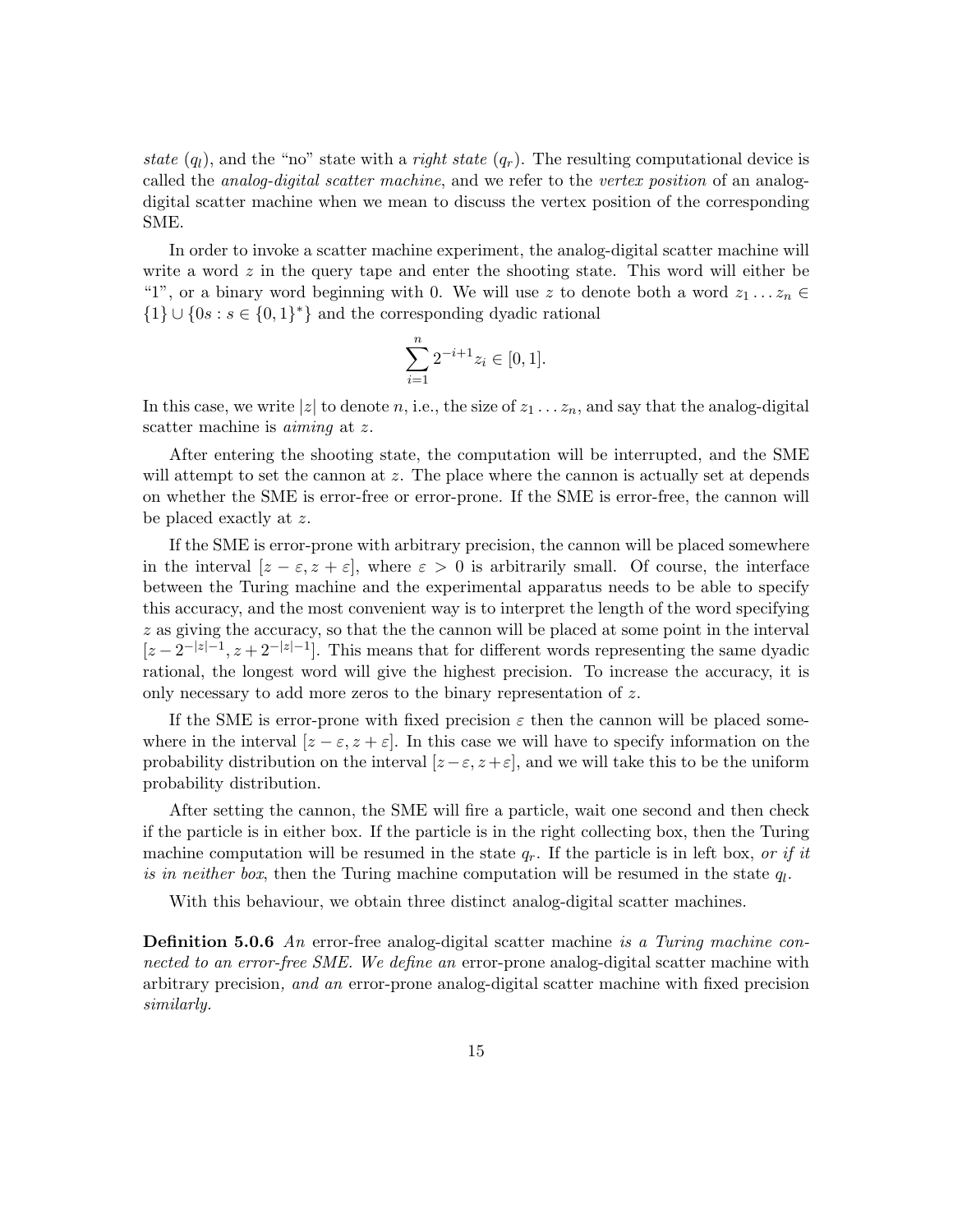*state* ($q_l$), and the "no" state with a *right state* ($q_r$). The resulting computational device is called the *analog-digital scatter machine*, and we refer to the *vertex position* of an analog-digital scatter machine when we mean to discuss the vertex position of the corresponding SME.

In order to invoke a scatter machine experiment, the analog-digital scatter machine will write a word $z$ in the query tape and enter the shooting state. This word will either be "1", or a binary word beginning with 0. We will use $z$ to denote both a word $z_1 \ldots z_n \in \{1\} \cup \{0s : s \in \{0,1\}^*\}$ and the corresponding dyadic rational

$$\sum_{i=1}^{n} 2^{-i+1} z_i \in [0,1].$$

In this case, we write $|z|$ to denote $n$, i.e., the size of $z_1 \ldots z_n$, and say that the analog-digital scatter machine is *aiming* at $z$.

After entering the shooting state, the computation will be interrupted, and the SME will attempt to set the cannon at $z$. The place where the cannon is actually set at depends on whether the SME is error-free or error-prone. If the SME is error-free, the cannon will be placed exactly at $z$.

If the SME is error-prone with arbitrary precision, the cannon will be placed somewhere in the interval $[z - \varepsilon, z + \varepsilon]$, where $\varepsilon > 0$ is arbitrarily small. Of course, the interface between the Turing machine and the experimental apparatus needs to be able to specify this accuracy, and the most convenient way is to interpret the length of the word specifying $z$ as giving the accuracy, so that the the cannon will be placed at some point in the interval $[z - 2^{-|z|-1}, z + 2^{-|z|-1}]$. This means that for different words representing the same dyadic rational, the longest word will give the highest precision. To increase the accuracy, it is only necessary to add more zeros to the binary representation of $z$.

If the SME is error-prone with fixed precision $\varepsilon$ then the cannon will be placed somewhere in the interval $[z - \varepsilon, z + \varepsilon]$. In this case we will have to specify information on the probability distribution on the interval $[z - \varepsilon, z + \varepsilon]$, and we will take this to be the uniform probability distribution.

After setting the cannon, the SME will fire a particle, wait one second and then check if the particle is in either box. If the particle is in the right collecting box, then the Turing machine computation will be resumed in the state $q_r$. If the particle is in left box, *or if it is in neither box*, then the Turing machine computation will be resumed in the state $q_l$.

With this behaviour, we obtain three distinct analog-digital scatter machines.

**Definition 5.0.6** *An* error-free analog-digital scatter machine *is a Turing machine connected to an error-free SME. We define an* error-prone analog-digital scatter machine with arbitrary precision*, and an* error-prone analog-digital scatter machine with fixed precision *similarly.*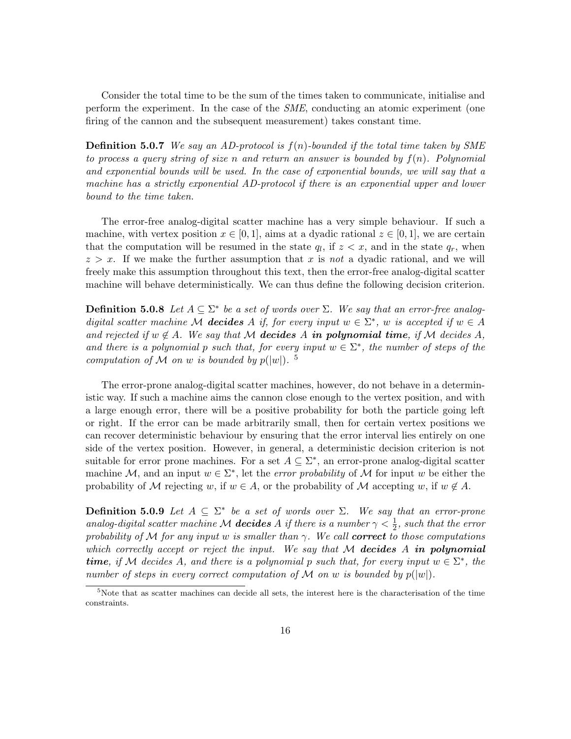Consider the total time to be the sum of the times taken to communicate, initialise and perform the experiment. In the case of the *SME*, conducting an atomic experiment (one firing of the cannon and the subsequent measurement) takes constant time.

**Definition 5.0.7** *We say an AD-protocol is $f(n)$-bounded if the total time taken by SME to process a query string of size n and return an answer is bounded by $f(n)$. Polynomial and exponential bounds will be used. In the case of exponential bounds, we will say that a machine has a strictly exponential AD-protocol if there is an exponential upper and lower bound to the time taken.*

The error-free analog-digital scatter machine has a very simple behaviour. If such a machine, with vertex position $x \in [0, 1]$, aims at a dyadic rational $z \in [0, 1]$, we are certain that the computation will be resumed in the state $q_l$, if $z < x$, and in the state $q_r$, when $z > x$. If we make the further assumption that $x$ is *not* a dyadic rational, and we will freely make this assumption throughout this text, then the error-free analog-digital scatter machine will behave deterministically. We can thus define the following decision criterion.

**Definition 5.0.8** *Let $A \subseteq \Sigma^*$ be a set of words over $\Sigma$. We say that an error-free analog-digital scatter machine $\mathcal{M}$ **decides** $A$ if, for every input $w \in \Sigma^*$, $w$ is accepted if $w \in A$ and rejected if $w \notin A$. We say that $\mathcal{M}$ **decides** $A$ **in polynomial time**, if $\mathcal{M}$ decides $A$, and there is a polynomial $p$ such that, for every input $w \in \Sigma^*$, the number of steps of the computation of $\mathcal{M}$ on $w$ is bounded by $p(|w|)$.* [5]

The error-prone analog-digital scatter machines, however, do not behave in a deterministic way. If such a machine aims the cannon close enough to the vertex position, and with a large enough error, there will be a positive probability for both the particle going left or right. If the error can be made arbitrarily small, then for certain vertex positions we can recover deterministic behaviour by ensuring that the error interval lies entirely on one side of the vertex position. However, in general, a deterministic decision criterion is not suitable for error prone machines. For a set $A \subseteq \Sigma^*$, an error-prone analog-digital scatter machine $\mathcal{M}$, and an input $w \in \Sigma^*$, let the *error probability* of $\mathcal{M}$ for input $w$ be either the probability of $\mathcal{M}$ rejecting $w$, if $w \in A$, or the probability of $\mathcal{M}$ accepting $w$, if $w \notin A$.

**Definition 5.0.9** *Let $A \subseteq \Sigma^*$ be a set of words over $\Sigma$. We say that an error-prone analog-digital scatter machine $\mathcal{M}$ **decides** $A$ if there is a number $\gamma < \frac{1}{2}$, such that the error probability of $\mathcal{M}$ for any input $w$ is smaller than $\gamma$. We call **correct** to those computations which correctly accept or reject the input. We say that $\mathcal{M}$ **decides** $A$ **in polynomial time**, if $\mathcal{M}$ decides $A$, and there is a polynomial $p$ such that, for every input $w \in \Sigma^*$, the number of steps in every correct computation of $\mathcal{M}$ on $w$ is bounded by $p(|w|)$.*

[5] Note that as scatter machines can decide all sets, the interest here is the characterisation of the time constraints.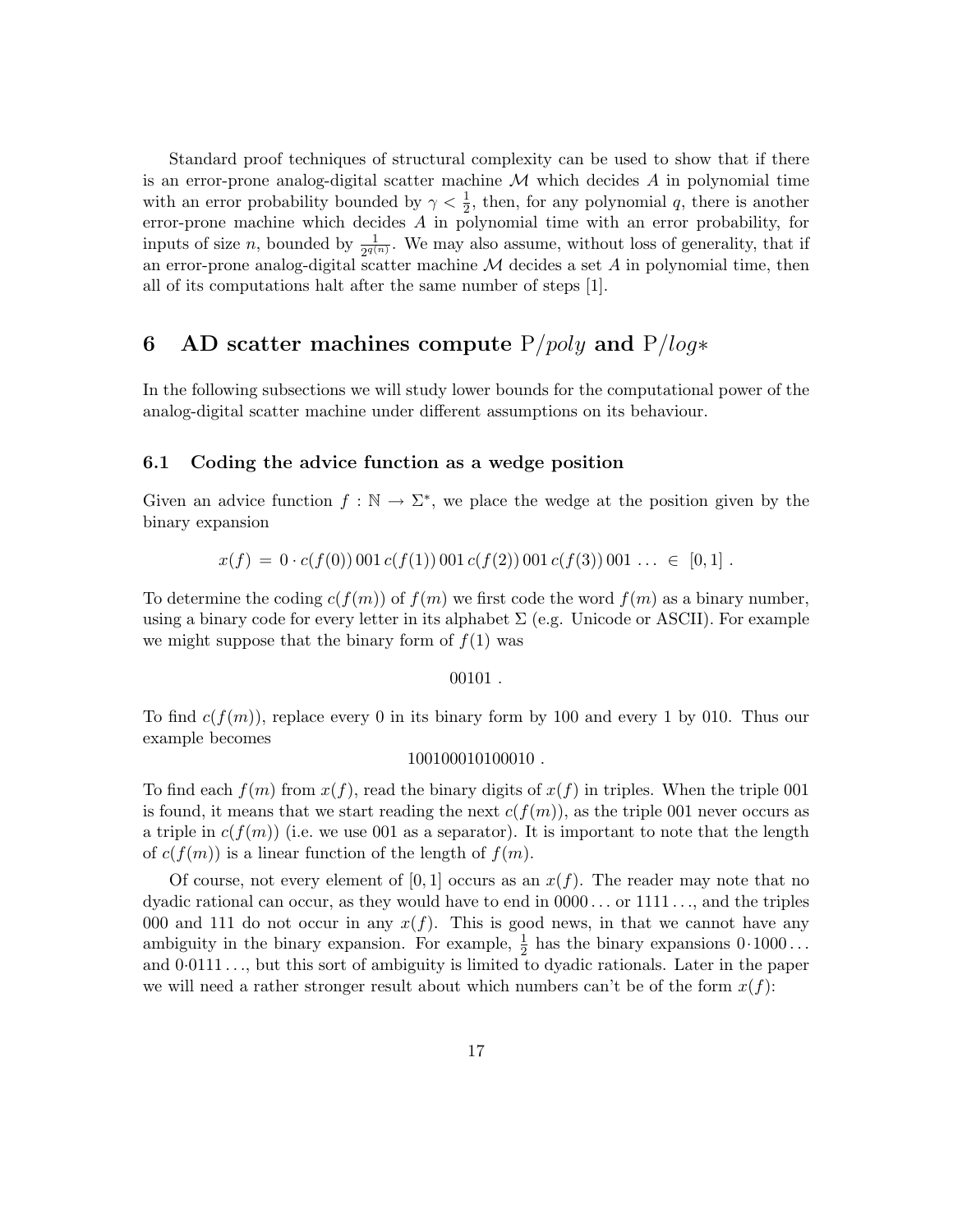Standard proof techniques of structural complexity can be used to show that if there is an error-prone analog-digital scatter machine $\mathcal{M}$ which decides $A$ in polynomial time with an error probability bounded by $\gamma < \frac{1}{2}$, then, for any polynomial $q$, there is another error-prone machine which decides $A$ in polynomial time with an error probability, for inputs of size $n$, bounded by $\frac{1}{2^{q(n)}}$. We may also assume, without loss of generality, that if an error-prone analog-digital scatter machine $\mathcal{M}$ decides a set $A$ in polynomial time, then all of its computations halt after the same number of steps [1].

## 6 AD scatter machines compute P/*poly* and P/*log*∗

In the following subsections we will study lower bounds for the computational power of the analog-digital scatter machine under different assumptions on its behaviour.

### 6.1 Coding the advice function as a wedge position

Given an advice function $f : \mathbb{N} \to \Sigma^*$, we place the wedge at the position given by the binary expansion

$$x(f) \;=\; 0 \cdot c(f(0))\,001\,c(f(1))\,001\,c(f(2))\,001\,c(f(3))\,001\,\ldots \;\in\; [0,1]\;.$$

To determine the coding $c(f(m))$ of $f(m)$ we first code the word $f(m)$ as a binary number, using a binary code for every letter in its alphabet $\Sigma$ (e.g. Unicode or ASCII). For example we might suppose that the binary form of $f(1)$ was

00101 .

To find $c(f(m))$, replace every 0 in its binary form by 100 and every 1 by 010. Thus our example becomes

100100010100010 .

To find each $f(m)$ from $x(f)$, read the binary digits of $x(f)$ in triples. When the triple 001 is found, it means that we start reading the next $c(f(m))$, as the triple 001 never occurs as a triple in $c(f(m))$ (i.e. we use 001 as a separator). It is important to note that the length of $c(f(m))$ is a linear function of the length of $f(m)$.

Of course, not every element of $[0, 1]$ occurs as an $x(f)$. The reader may note that no dyadic rational can occur, as they would have to end in $0000\ldots$ or $1111\ldots$, and the triples 000 and 111 do not occur in any $x(f)$. This is good news, in that we cannot have any ambiguity in the binary expansion. For example, $\frac{1}{2}$ has the binary expansions $0{\cdot}1000\ldots$ and $0{\cdot}0111\ldots$, but this sort of ambiguity is limited to dyadic rationals. Later in the paper we will need a rather stronger result about which numbers can't be of the form $x(f)$: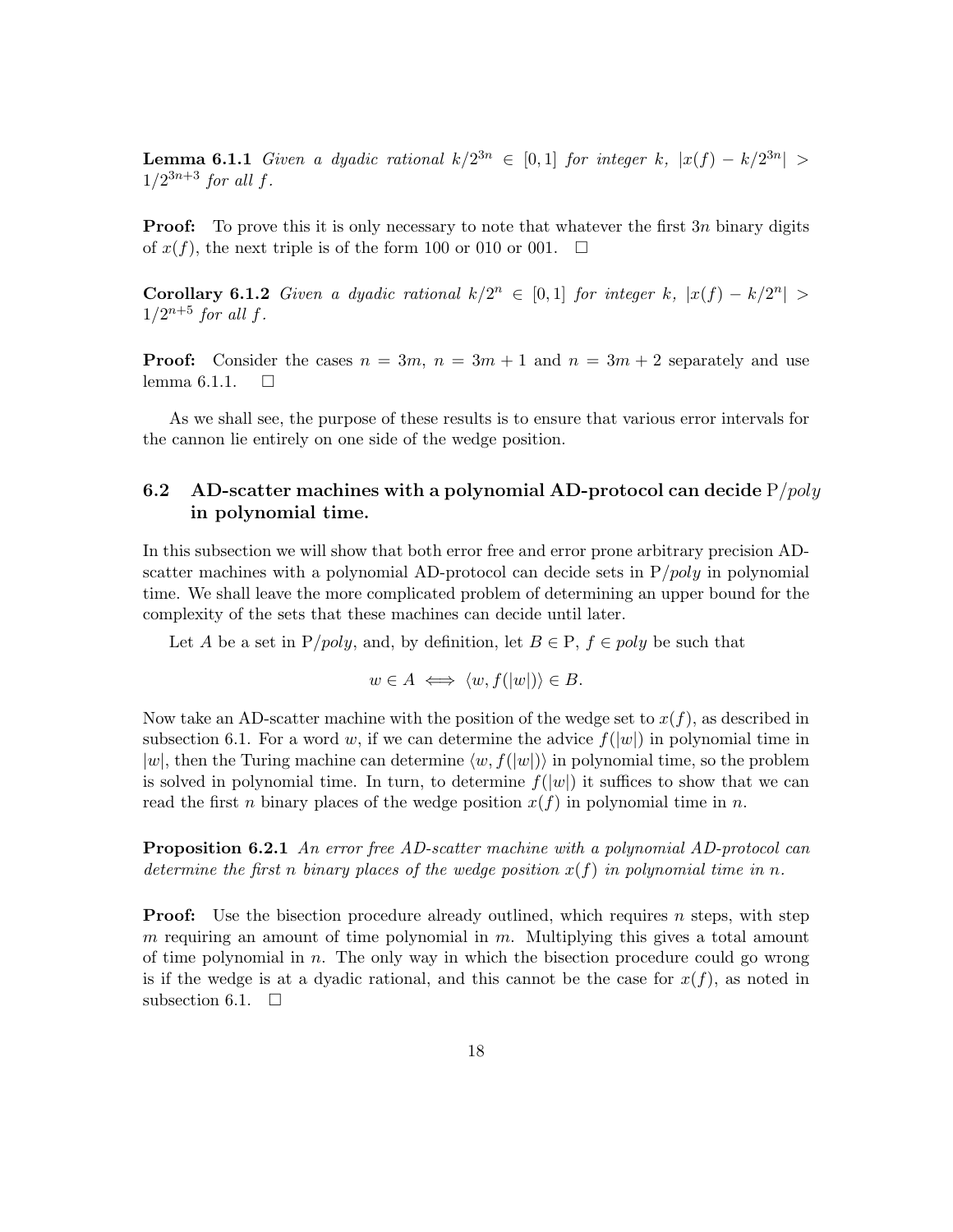**Lemma 6.1.1** *Given a dyadic rational $k/2^{3n} \in [0,1]$ for integer $k$, $|x(f) - k/2^{3n}| > 1/2^{3n+3}$ for all $f$.*

**Proof:** To prove this it is only necessary to note that whatever the first $3n$ binary digits of $x(f)$, the next triple is of the form 100 or 010 or 001. $\square$

**Corollary 6.1.2** *Given a dyadic rational $k/2^{n} \in [0,1]$ for integer $k$, $|x(f) - k/2^{n}| > 1/2^{n+5}$ for all $f$.*

**Proof:** Consider the cases $n = 3m$, $n = 3m + 1$ and $n = 3m + 2$ separately and use lemma 6.1.1. $\square$

As we shall see, the purpose of these results is to ensure that various error intervals for the cannon lie entirely on one side of the wedge position.

## 6.2 AD-scatter machines with a polynomial AD-protocol can decide P/*poly* in polynomial time.

In this subsection we will show that both error free and error prone arbitrary precision AD-scatter machines with a polynomial AD-protocol can decide sets in P/*poly* in polynomial time. We shall leave the more complicated problem of determining an upper bound for the complexity of the sets that these machines can decide until later.

Let $A$ be a set in P/*poly*, and, by definition, let $B \in \mathrm{P}$, $f \in poly$ be such that

$$w \in A \iff \langle w, f(|w|)\rangle \in B.$$

Now take an AD-scatter machine with the position of the wedge set to $x(f)$, as described in subsection 6.1. For a word $w$, if we can determine the advice $f(|w|)$ in polynomial time in $|w|$, then the Turing machine can determine $\langle w, f(|w|)\rangle$ in polynomial time, so the problem is solved in polynomial time. In turn, to determine $f(|w|)$ it suffices to show that we can read the first $n$ binary places of the wedge position $x(f)$ in polynomial time in $n$.

**Proposition 6.2.1** *An error free AD-scatter machine with a polynomial AD-protocol can determine the first $n$ binary places of the wedge position $x(f)$ in polynomial time in $n$.*

**Proof:** Use the bisection procedure already outlined, which requires $n$ steps, with step $m$ requiring an amount of time polynomial in $m$. Multiplying this gives a total amount of time polynomial in $n$. The only way in which the bisection procedure could go wrong is if the wedge is at a dyadic rational, and this cannot be the case for $x(f)$, as noted in subsection 6.1. $\square$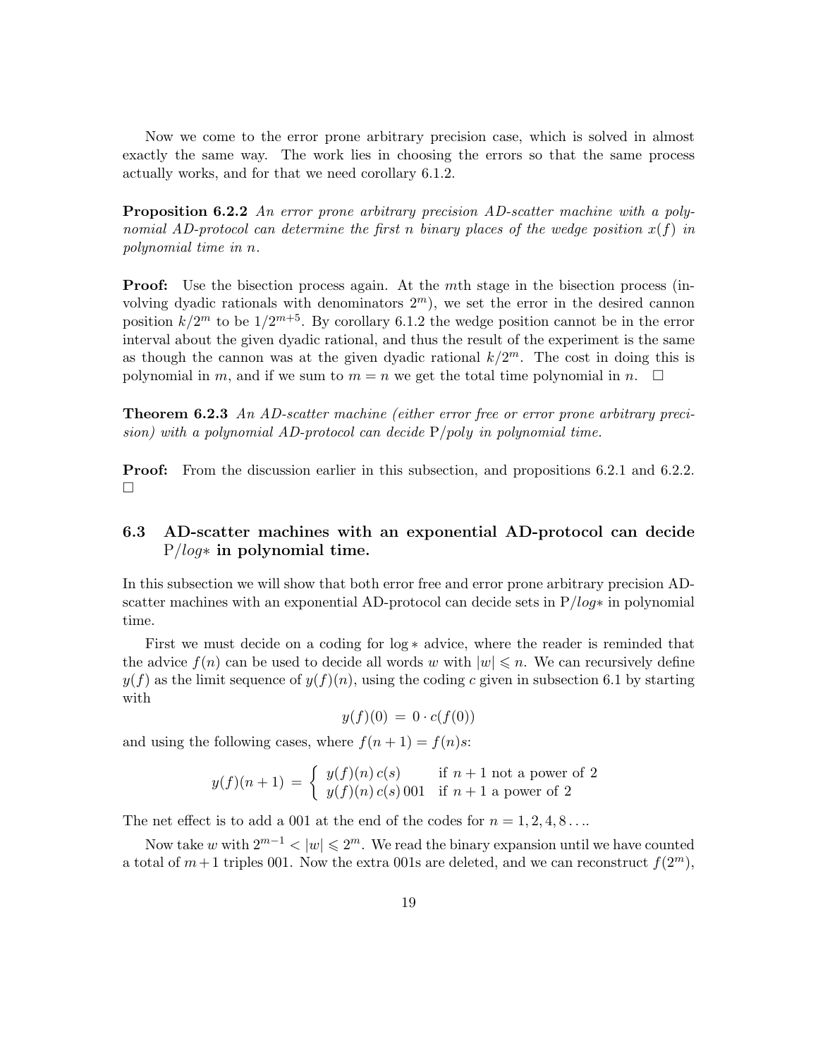Now we come to the error prone arbitrary precision case, which is solved in almost exactly the same way. The work lies in choosing the errors so that the same process actually works, and for that we need corollary 6.1.2.

**Proposition 6.2.2** *An error prone arbitrary precision AD-scatter machine with a polynomial AD-protocol can determine the first $n$ binary places of the wedge position $x(f)$ in polynomial time in $n$.*

**Proof:** Use the bisection process again. At the $m$th stage in the bisection process (involving dyadic rationals with denominators $2^m$), we set the error in the desired cannon position $k/2^m$ to be $1/2^{m+5}$. By corollary 6.1.2 the wedge position cannot be in the error interval about the given dyadic rational, and thus the result of the experiment is the same as though the cannon was at the given dyadic rational $k/2^m$. The cost in doing this is polynomial in $m$, and if we sum to $m = n$ we get the total time polynomial in $n$. $\square$

**Theorem 6.2.3** *An AD-scatter machine (either error free or error prone arbitrary precision) with a polynomial AD-protocol can decide* P/*poly in polynomial time.*

**Proof:** From the discussion earlier in this subsection, and propositions 6.2.1 and 6.2.2. $\square$

### 6.3 AD-scatter machines with an exponential AD-protocol can decide P/$log*$ in polynomial time.

In this subsection we will show that both error free and error prone arbitrary precision AD-scatter machines with an exponential AD-protocol can decide sets in P/$log*$ in polynomial time.

First we must decide on a coding for $\log *$ advice, where the reader is reminded that the advice $f(n)$ can be used to decide all words $w$ with $|w| \leqslant n$. We can recursively define $y(f)$ as the limit sequence of $y(f)(n)$, using the coding $c$ given in subsection 6.1 by starting with

$$y(f)(0) \,=\, 0 \cdot c(f(0))$$

and using the following cases, where $f(n+1) = f(n)s$:

$$y(f)(n+1) \,=\, \begin{cases} y(f)(n)\, c(s) & \text{if } n+1 \text{ not a power of 2} \\ y(f)(n)\, c(s)\, 001 & \text{if } n+1 \text{ a power of 2} \end{cases}$$

The net effect is to add a 001 at the end of the codes for $n = 1, 2, 4, 8 \ldots$.

Now take $w$ with $2^{m-1} < |w| \leqslant 2^m$. We read the binary expansion until we have counted a total of $m+1$ triples 001. Now the extra 001s are deleted, and we can reconstruct $f(2^m)$,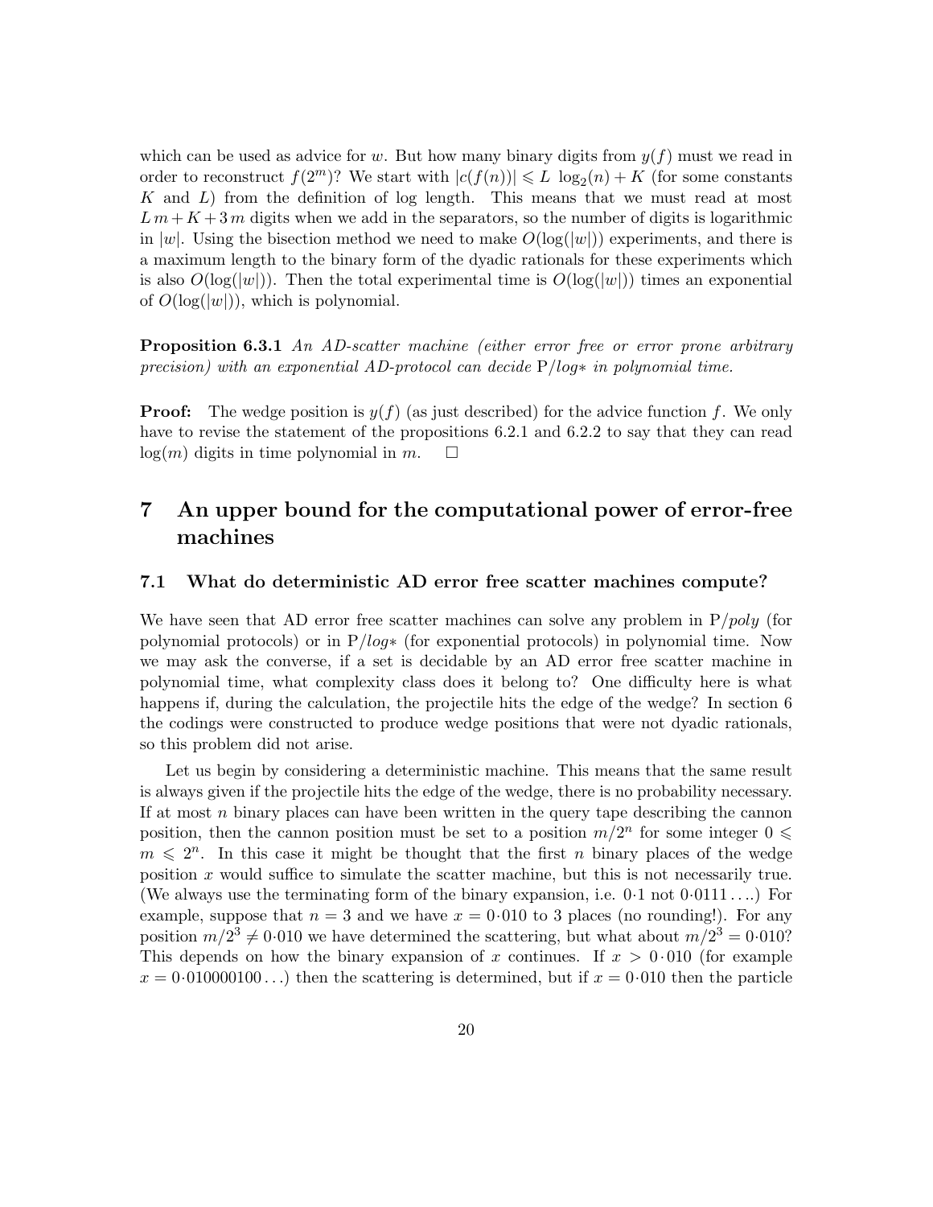which can be used as advice for $w$. But how many binary digits from $y(f)$ must we read in order to reconstruct $f(2^m)$? We start with $|c(f(n))| \leqslant L \ \log_2(n) + K$ (for some constants $K$ and $L$) from the definition of log length. This means that we must read at most $L\,m + K + 3\,m$ digits when we add in the separators, so the number of digits is logarithmic in $|w|$. Using the bisection method we need to make $O(\log(|w|))$ experiments, and there is a maximum length to the binary form of the dyadic rationals for these experiments which is also $O(\log(|w|))$. Then the total experimental time is $O(\log(|w|))$ times an exponential of $O(\log(|w|))$, which is polynomial.

**Proposition 6.3.1** *An AD-scatter machine (either error free or error prone arbitrary precision) with an exponential AD-protocol can decide* P/*log*∗ *in polynomial time.*

**Proof:** The wedge position is $y(f)$ (as just described) for the advice function $f$. We only have to revise the statement of the propositions 6.2.1 and 6.2.2 to say that they can read $\log(m)$ digits in time polynomial in $m$. □

# 7 An upper bound for the computational power of error-free machines

## 7.1 What do deterministic AD error free scatter machines compute?

We have seen that AD error free scatter machines can solve any problem in P/*poly* (for polynomial protocols) or in P/*log*∗ (for exponential protocols) in polynomial time. Now we may ask the converse, if a set is decidable by an AD error free scatter machine in polynomial time, what complexity class does it belong to? One difficulty here is what happens if, during the calculation, the projectile hits the edge of the wedge? In section 6 the codings were constructed to produce wedge positions that were not dyadic rationals, so this problem did not arise.

Let us begin by considering a deterministic machine. This means that the same result is always given if the projectile hits the edge of the wedge, there is no probability necessary. If at most $n$ binary places can have been written in the query tape describing the cannon position, then the cannon position must be set to a position $m/2^n$ for some integer $0 \leqslant m \leqslant 2^n$. In this case it might be thought that the first $n$ binary places of the wedge position $x$ would suffice to simulate the scatter machine, but this is not necessarily true. (We always use the terminating form of the binary expansion, i.e. $0{\cdot}1$ not $0{\cdot}0111\ldots$.) For example, suppose that $n = 3$ and we have $x = 0{\cdot}010$ to 3 places (no rounding!). For any position $m/2^3 \neq 0{\cdot}010$ we have determined the scattering, but what about $m/2^3 = 0{\cdot}010$? This depends on how the binary expansion of $x$ continues. If $x > 0{\cdot}010$ (for example $x = 0{\cdot}010000100\ldots$) then the scattering is determined, but if $x = 0{\cdot}010$ then the particle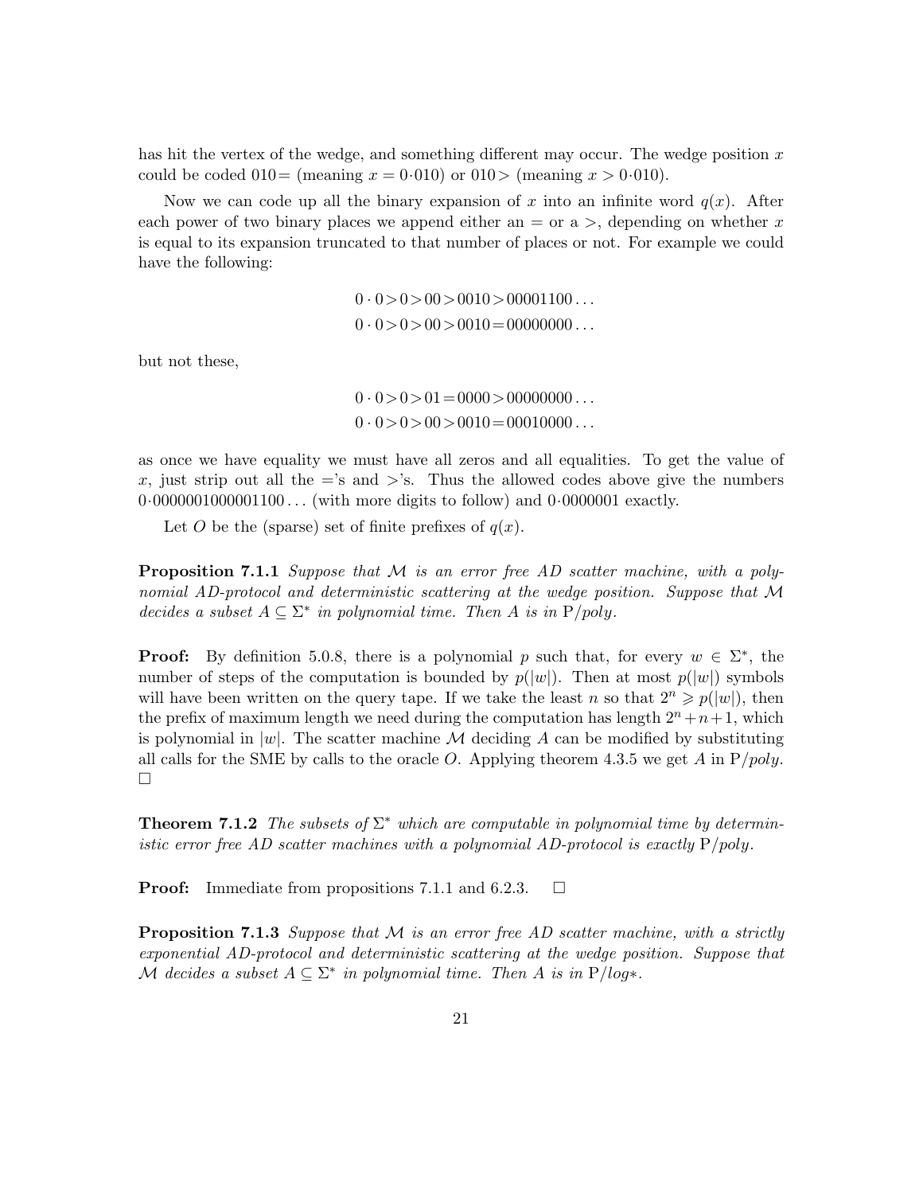has hit the vertex of the wedge, and something different may occur. The wedge position $x$ could be coded $010=$ (meaning $x = 0{\cdot}010$) or $010>$ (meaning $x > 0{\cdot}010$).

Now we can code up all the binary expansion of $x$ into an infinite word $q(x)$. After each power of two binary places we append either an $=$ or a $>$, depending on whether $x$ is equal to its expansion truncated to that number of places or not. For example we could have the following:

$$0 \cdot 0 > 0 > 00 > 0010 > 00001100\ldots$$
$$0 \cdot 0 > 0 > 00 > 0010 = 00000000\ldots$$

but not these,

$$0 \cdot 0 > 0 > 01 = 0000 > 00000000\ldots$$
$$0 \cdot 0 > 0 > 00 > 0010 = 00010000\ldots$$

as once we have equality we must have all zeros and all equalities. To get the value of $x$, just strip out all the $=$'s and $>$'s. Thus the allowed codes above give the numbers $0{\cdot}0000001000001100\ldots$ (with more digits to follow) and $0{\cdot}0000001$ exactly.

Let $O$ be the (sparse) set of finite prefixes of $q(x)$.

**Proposition 7.1.1** *Suppose that $\mathcal{M}$ is an error free AD scatter machine, with a polynomial AD-protocol and deterministic scattering at the wedge position. Suppose that $\mathcal{M}$ decides a subset $A \subseteq \Sigma^*$ in polynomial time. Then $A$ is in $\mathrm{P}/poly$.*

**Proof:** By definition 5.0.8, there is a polynomial $p$ such that, for every $w \in \Sigma^*$, the number of steps of the computation is bounded by $p(|w|)$. Then at most $p(|w|)$ symbols will have been written on the query tape. If we take the least $n$ so that $2^n \geqslant p(|w|)$, then the prefix of maximum length we need during the computation has length $2^n + n + 1$, which is polynomial in $|w|$. The scatter machine $\mathcal{M}$ deciding $A$ can be modified by substituting all calls for the SME by calls to the oracle $O$. Applying theorem 4.3.5 we get $A$ in $\mathrm{P}/poly$. $\square$

**Theorem 7.1.2** *The subsets of $\Sigma^*$ which are computable in polynomial time by deterministic error free AD scatter machines with a polynomial AD-protocol is exactly $\mathrm{P}/poly$.*

**Proof:** Immediate from propositions 7.1.1 and 6.2.3. $\square$

**Proposition 7.1.3** *Suppose that $\mathcal{M}$ is an error free AD scatter machine, with a strictly exponential AD-protocol and deterministic scattering at the wedge position. Suppose that $\mathcal{M}$ decides a subset $A \subseteq \Sigma^*$ in polynomial time. Then $A$ is in $\mathrm{P}/log*$.*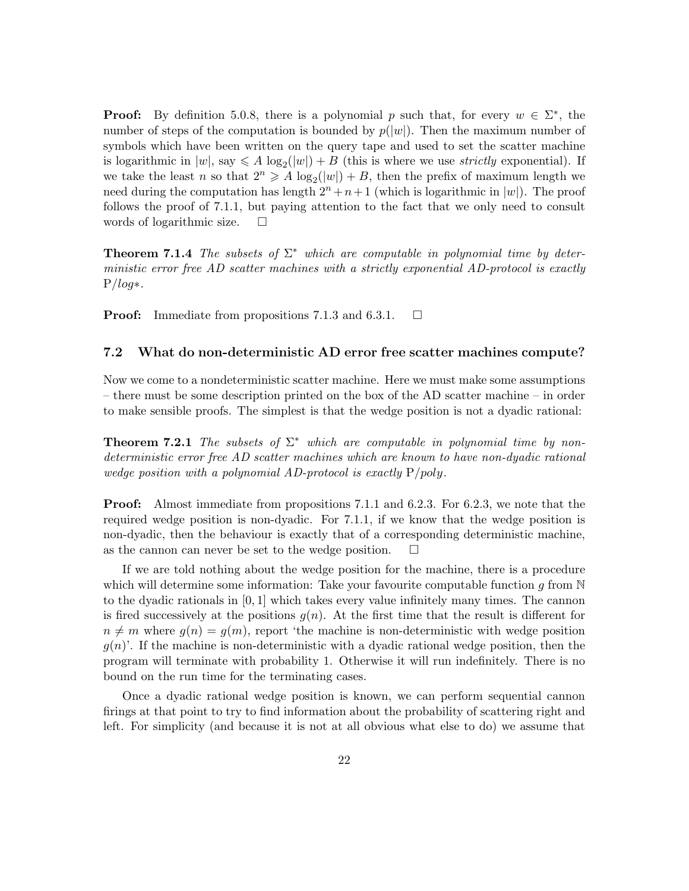**Proof:** By definition 5.0.8, there is a polynomial $p$ such that, for every $w \in \Sigma^*$, the number of steps of the computation is bounded by $p(|w|)$. Then the maximum number of symbols which have been written on the query tape and used to set the scatter machine is logarithmic in $|w|$, say $\leqslant A \log_2(|w|) + B$ (this is where we use *strictly* exponential). If we take the least $n$ so that $2^n \geqslant A \log_2(|w|) + B$, then the prefix of maximum length we need during the computation has length $2^n + n + 1$ (which is logarithmic in $|w|$). The proof follows the proof of 7.1.1, but paying attention to the fact that we only need to consult words of logarithmic size. $\square$

**Theorem 7.1.4** *The subsets of $\Sigma^*$ which are computable in polynomial time by deterministic error free AD scatter machines with a strictly exponential AD-protocol is exactly* $\mathrm{P}/log*$.

**Proof:** Immediate from propositions 7.1.3 and 6.3.1. $\square$

### 7.2 What do non-deterministic AD error free scatter machines compute?

Now we come to a nondeterministic scatter machine. Here we must make some assumptions – there must be some description printed on the box of the AD scatter machine – in order to make sensible proofs. The simplest is that the wedge position is not a dyadic rational:

**Theorem 7.2.1** *The subsets of $\Sigma^*$ which are computable in polynomial time by non-deterministic error free AD scatter machines which are known to have non-dyadic rational wedge position with a polynomial AD-protocol is exactly* $\mathrm{P}/poly$.

**Proof:** Almost immediate from propositions 7.1.1 and 6.2.3. For 6.2.3, we note that the required wedge position is non-dyadic. For 7.1.1, if we know that the wedge position is non-dyadic, then the behaviour is exactly that of a corresponding deterministic machine, as the cannon can never be set to the wedge position. $\square$

If we are told nothing about the wedge position for the machine, there is a procedure which will determine some information: Take your favourite computable function $g$ from $\mathbb{N}$ to the dyadic rationals in $[0, 1]$ which takes every value infinitely many times. The cannon is fired successively at the positions $g(n)$. At the first time that the result is different for $n \neq m$ where $g(n) = g(m)$, report 'the machine is non-deterministic with wedge position $g(n)$'. If the machine is non-deterministic with a dyadic rational wedge position, then the program will terminate with probability 1. Otherwise it will run indefinitely. There is no bound on the run time for the terminating cases.

Once a dyadic rational wedge position is known, we can perform sequential cannon firings at that point to try to find information about the probability of scattering right and left. For simplicity (and because it is not at all obvious what else to do) we assume that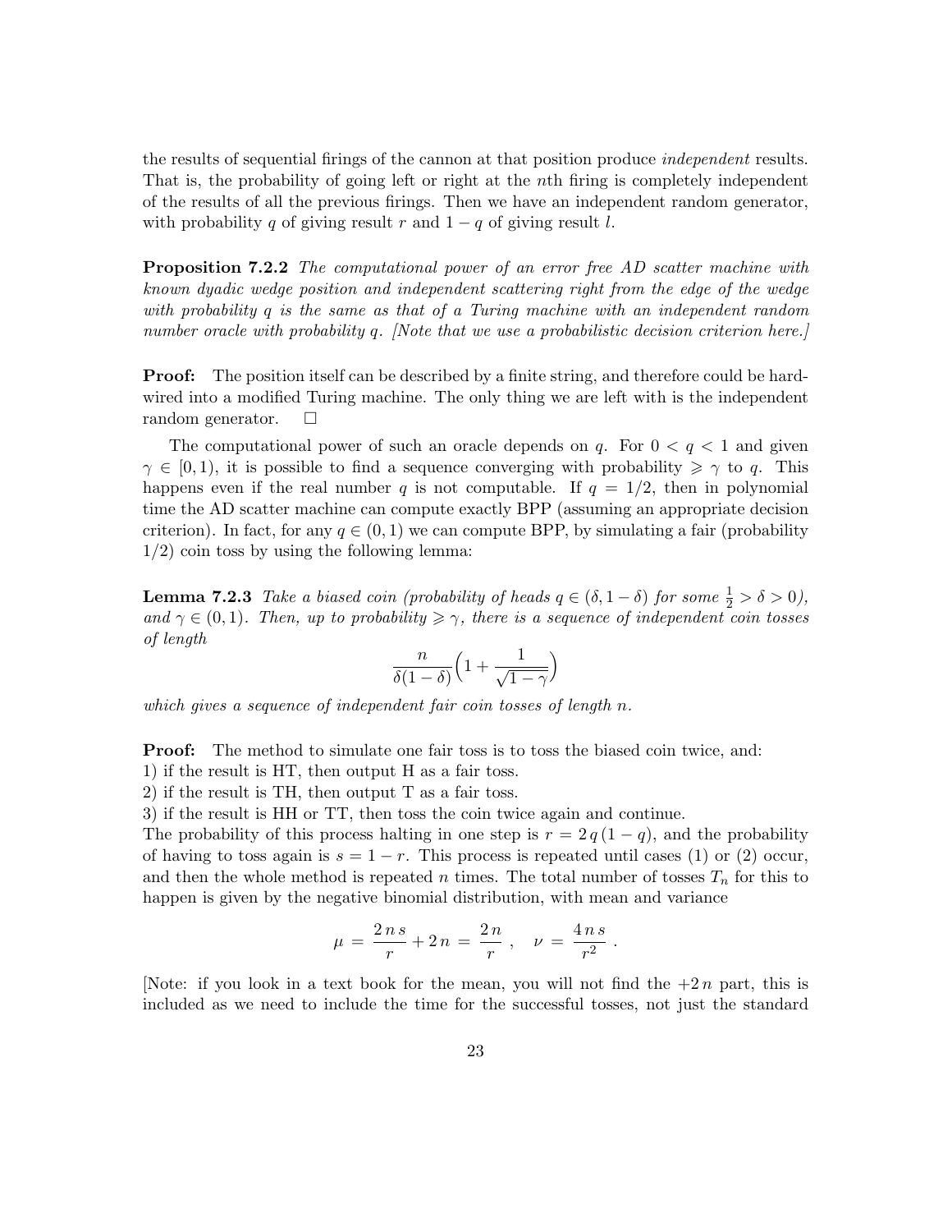the results of sequential firings of the cannon at that position produce *independent* results. That is, the probability of going left or right at the $n$th firing is completely independent of the results of all the previous firings. Then we have an independent random generator, with probability $q$ of giving result $r$ and $1-q$ of giving result $l$.

**Proposition 7.2.2** *The computational power of an error free AD scatter machine with known dyadic wedge position and independent scattering right from the edge of the wedge with probability $q$ is the same as that of a Turing machine with an independent random number oracle with probability $q$. [Note that we use a probabilistic decision criterion here.]*

**Proof:** The position itself can be described by a finite string, and therefore could be hardwired into a modified Turing machine. The only thing we are left with is the independent random generator. $\square$

The computational power of such an oracle depends on $q$. For $0 < q < 1$ and given $\gamma \in [0,1)$, it is possible to find a sequence converging with probability $\geqslant \gamma$ to $q$. This happens even if the real number $q$ is not computable. If $q = 1/2$, then in polynomial time the AD scatter machine can compute exactly BPP (assuming an appropriate decision criterion). In fact, for any $q \in (0,1)$ we can compute BPP, by simulating a fair (probability $1/2$) coin toss by using the following lemma:

**Lemma 7.2.3** *Take a biased coin (probability of heads $q \in (\delta, 1-\delta)$ for some $\frac{1}{2} > \delta > 0$), and $\gamma \in (0,1)$. Then, up to probability $\geqslant \gamma$, there is a sequence of independent coin tosses of length*

$$\frac{n}{\delta(1-\delta)}\Big(1+\frac{1}{\sqrt{1-\gamma}}\Big)$$

*which gives a sequence of independent fair coin tosses of length $n$.*

**Proof:** The method to simulate one fair toss is to toss the biased coin twice, and:
1) if the result is HT, then output H as a fair toss.
2) if the result is TH, then output T as a fair toss.
3) if the result is HH or TT, then toss the coin twice again and continue.
The probability of this process halting in one step is $r = 2\,q\,(1-q)$, and the probability of having to toss again is $s = 1-r$. This process is repeated until cases (1) or (2) occur, and then the whole method is repeated $n$ times. The total number of tosses $T_n$ for this to happen is given by the negative binomial distribution, with mean and variance

$$\mu = \frac{2\,n\,s}{r} + 2\,n = \frac{2\,n}{r}\ , \quad \nu = \frac{4\,n\,s}{r^2}\ .$$

[Note: if you look in a text book for the mean, you will not find the $+2\,n$ part, this is included as we need to include the time for the successful tosses, not just the standard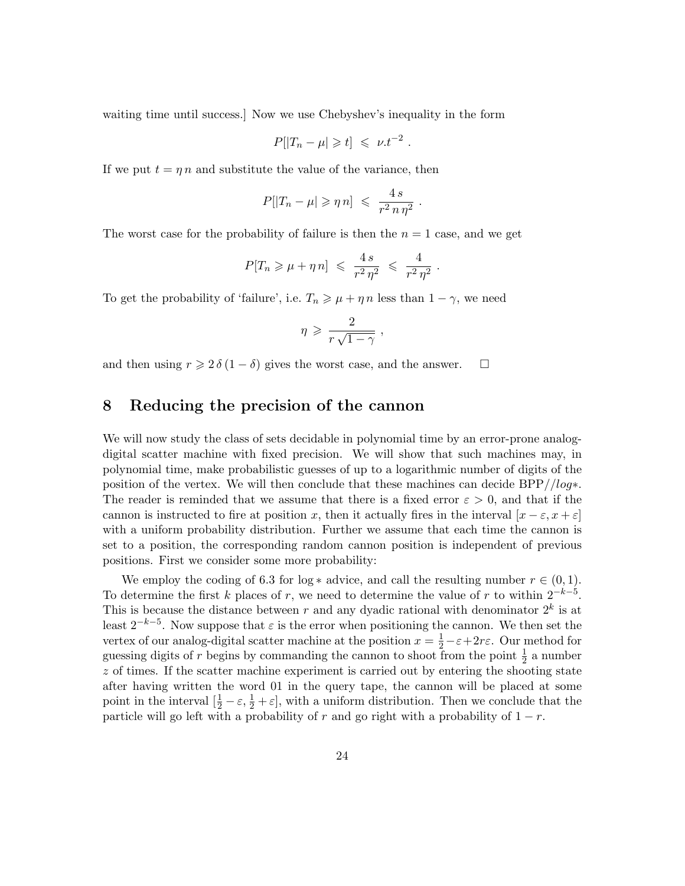waiting time until success.] Now we use Chebyshev's inequality in the form

$$P[|T_n - \mu| \geqslant t] \ \leqslant \ \nu . t^{-2} \ .$$

If we put $t = \eta \, n$ and substitute the value of the variance, then

$$P[|T_n - \mu| \geqslant \eta \, n] \ \leqslant \ \frac{4 \, s}{r^2 \, n \, \eta^2} \ .$$

The worst case for the probability of failure is then the $n = 1$ case, and we get

$$P[T_n \geqslant \mu + \eta \, n] \ \leqslant \ \frac{4 \, s}{r^2 \, \eta^2} \ \leqslant \ \frac{4}{r^2 \, \eta^2} \ .$$

To get the probability of 'failure', i.e. $T_n \geqslant \mu + \eta \, n$ less than $1 - \gamma$, we need

$$\eta \ \geqslant \ \frac{2}{r \, \sqrt{1 - \gamma}} \ ,$$

and then using $r \geqslant 2 \, \delta \, (1 - \delta)$ gives the worst case, and the answer. $\square$

## 8 Reducing the precision of the cannon

We will now study the class of sets decidable in polynomial time by an error-prone analog-digital scatter machine with fixed precision. We will show that such machines may, in polynomial time, make probabilistic guesses of up to a logarithmic number of digits of the position of the vertex. We will then conclude that these machines can decide BPP//*log*∗. The reader is reminded that we assume that there is a fixed error $\varepsilon > 0$, and that if the cannon is instructed to fire at position $x$, then it actually fires in the interval $[x - \varepsilon, x + \varepsilon]$ with a uniform probability distribution. Further we assume that each time the cannon is set to a position, the corresponding random cannon position is independent of previous positions. First we consider some more probability:

We employ the coding of 6.3 for log ∗ advice, and call the resulting number $r \in (0, 1)$. To determine the first $k$ places of $r$, we need to determine the value of $r$ to within $2^{-k-5}$. This is because the distance between $r$ and any dyadic rational with denominator $2^k$ is at least $2^{-k-5}$. Now suppose that $\varepsilon$ is the error when positioning the cannon. We then set the vertex of our analog-digital scatter machine at the position $x = \frac{1}{2} - \varepsilon + 2r\varepsilon$. Our method for guessing digits of $r$ begins by commanding the cannon to shoot from the point $\frac{1}{2}$ a number $z$ of times. If the scatter machine experiment is carried out by entering the shooting state after having written the word 01 in the query tape, the cannon will be placed at some point in the interval $[\frac{1}{2} - \varepsilon, \frac{1}{2} + \varepsilon]$, with a uniform distribution. Then we conclude that the particle will go left with a probability of $r$ and go right with a probability of $1 - r$.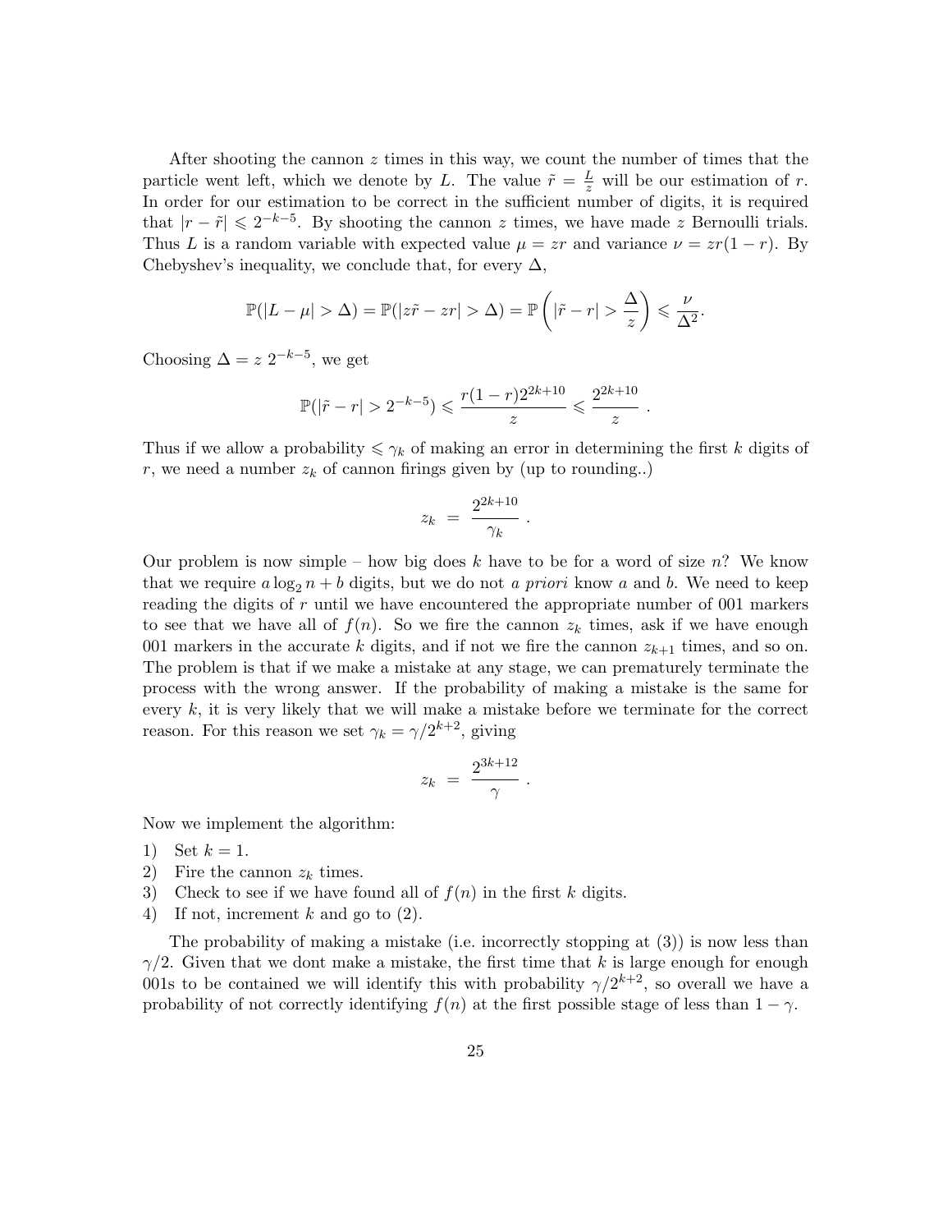After shooting the cannon $z$ times in this way, we count the number of times that the particle went left, which we denote by $L$. The value $\tilde{r} = \frac{L}{z}$ will be our estimation of $r$. In order for our estimation to be correct in the sufficient number of digits, it is required that $|r - \tilde{r}| \leqslant 2^{-k-5}$. By shooting the cannon $z$ times, we have made $z$ Bernoulli trials. Thus $L$ is a random variable with expected value $\mu = zr$ and variance $\nu = zr(1-r)$. By Chebyshev's inequality, we conclude that, for every $\Delta$,

$$\mathbb{P}(|L - \mu| > \Delta) = \mathbb{P}(|z\tilde{r} - zr| > \Delta) = \mathbb{P}\left(|\tilde{r} - r| > \frac{\Delta}{z}\right) \leqslant \frac{\nu}{\Delta^2}.$$

Choosing $\Delta = z\ 2^{-k-5}$, we get

$$\mathbb{P}(|\tilde{r} - r| > 2^{-k-5}) \leqslant \frac{r(1-r)2^{2k+10}}{z} \leqslant \frac{2^{2k+10}}{z}\ .$$

Thus if we allow a probability $\leqslant \gamma_k$ of making an error in determining the first $k$ digits of $r$, we need a number $z_k$ of cannon firings given by (up to rounding..)

$$z_k\ =\ \frac{2^{2k+10}}{\gamma_k}\ .$$

Our problem is now simple – how big does $k$ have to be for a word of size $n$? We know that we require $a \log_2 n + b$ digits, but we do not *a priori* know $a$ and $b$. We need to keep reading the digits of $r$ until we have encountered the appropriate number of 001 markers to see that we have all of $f(n)$. So we fire the cannon $z_k$ times, ask if we have enough 001 markers in the accurate $k$ digits, and if not we fire the cannon $z_{k+1}$ times, and so on. The problem is that if we make a mistake at any stage, we can prematurely terminate the process with the wrong answer. If the probability of making a mistake is the same for every $k$, it is very likely that we will make a mistake before we terminate for the correct reason. For this reason we set $\gamma_k = \gamma/2^{k+2}$, giving

$$z_k\ =\ \frac{2^{3k+12}}{\gamma}\ .$$

Now we implement the algorithm:

1) Set $k = 1$.
2) Fire the cannon $z_k$ times.
3) Check to see if we have found all of $f(n)$ in the first $k$ digits.
4) If not, increment $k$ and go to (2).

The probability of making a mistake (i.e. incorrectly stopping at (3)) is now less than $\gamma/2$. Given that we dont make a mistake, the first time that $k$ is large enough for enough 001s to be contained we will identify this with probability $\gamma/2^{k+2}$, so overall we have a probability of not correctly identifying $f(n)$ at the first possible stage of less than $1 - \gamma$.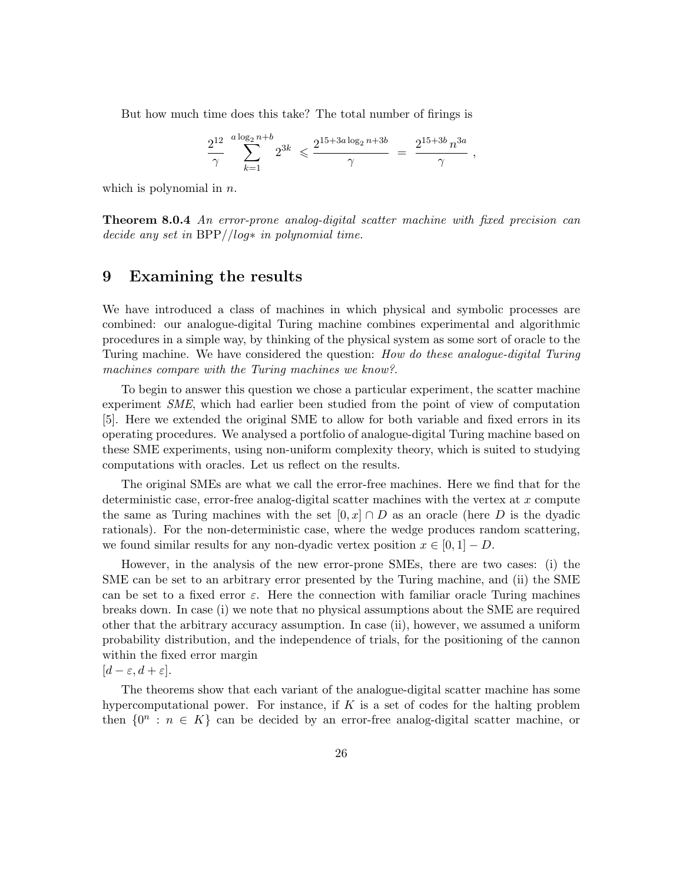But how much time does this take? The total number of firings is

$$\frac{2^{12}}{\gamma} \sum_{k=1}^{a \log_2 n + b} 2^{3k} \leqslant \frac{2^{15+3a\log_2 n + 3b}}{\gamma} = \frac{2^{15+3b}\, n^{3a}}{\gamma},$$

which is polynomial in $n$.

**Theorem 8.0.4** *An error-prone analog-digital scatter machine with fixed precision can decide any set in* BPP$//log*$ *in polynomial time.*

# 9 Examining the results

We have introduced a class of machines in which physical and symbolic processes are combined: our analogue-digital Turing machine combines experimental and algorithmic procedures in a simple way, by thinking of the physical system as some sort of oracle to the Turing machine. We have considered the question: *How do these analogue-digital Turing machines compare with the Turing machines we know?*.

To begin to answer this question we chose a particular experiment, the scatter machine experiment *SME*, which had earlier been studied from the point of view of computation [5]. Here we extended the original SME to allow for both variable and fixed errors in its operating procedures. We analysed a portfolio of analogue-digital Turing machine based on these SME experiments, using non-uniform complexity theory, which is suited to studying computations with oracles. Let us reflect on the results.

The original SMEs are what we call the error-free machines. Here we find that for the deterministic case, error-free analog-digital scatter machines with the vertex at $x$ compute the same as Turing machines with the set $[0, x] \cap D$ as an oracle (here $D$ is the dyadic rationals). For the non-deterministic case, where the wedge produces random scattering, we found similar results for any non-dyadic vertex position $x \in [0, 1] - D$.

However, in the analysis of the new error-prone SMEs, there are two cases: (i) the SME can be set to an arbitrary error presented by the Turing machine, and (ii) the SME can be set to a fixed error $\varepsilon$. Here the connection with familiar oracle Turing machines breaks down. In case (i) we note that no physical assumptions about the SME are required other that the arbitrary accuracy assumption. In case (ii), however, we assumed a uniform probability distribution, and the independence of trials, for the positioning of the cannon within the fixed error margin
$[d - \varepsilon, d + \varepsilon]$.

The theorems show that each variant of the analogue-digital scatter machine has some hypercomputational power. For instance, if $K$ is a set of codes for the halting problem then $\{0^n : n \in K\}$ can be decided by an error-free analog-digital scatter machine, or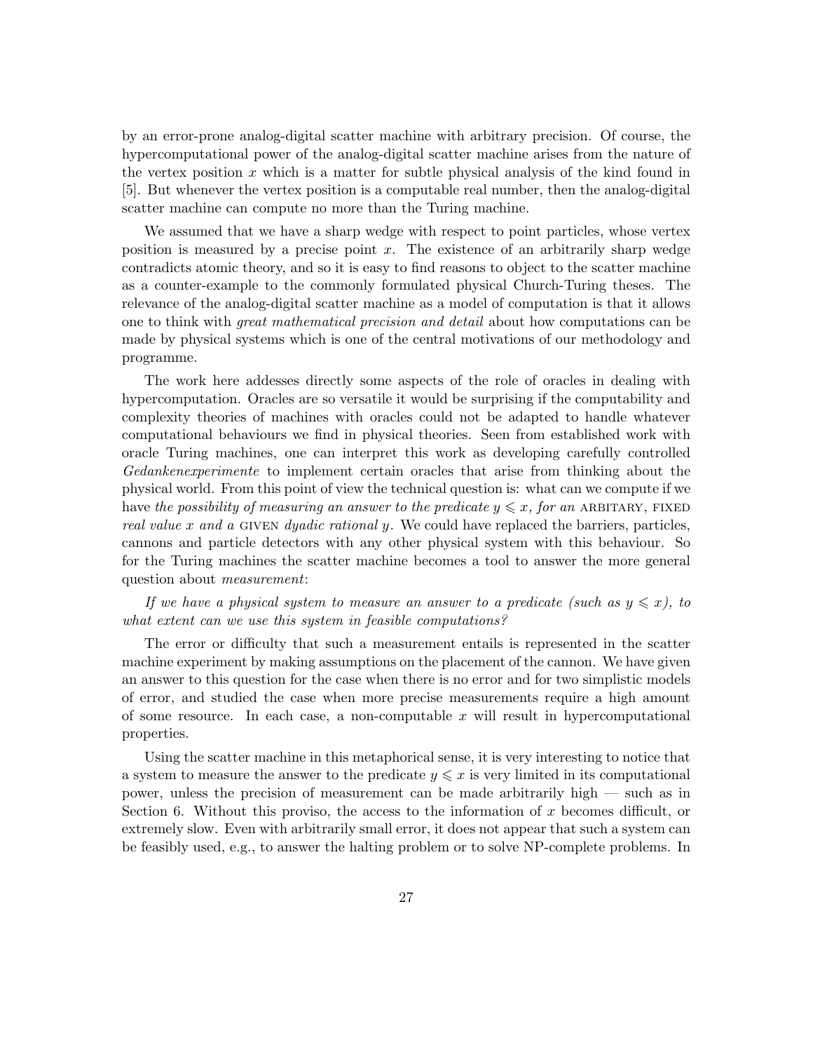by an error-prone analog-digital scatter machine with arbitrary precision. Of course, the hypercomputational power of the analog-digital scatter machine arises from the nature of the vertex position $x$ which is a matter for subtle physical analysis of the kind found in [5]. But whenever the vertex position is a computable real number, then the analog-digital scatter machine can compute no more than the Turing machine.

We assumed that we have a sharp wedge with respect to point particles, whose vertex position is measured by a precise point $x$. The existence of an arbitrarily sharp wedge contradicts atomic theory, and so it is easy to find reasons to object to the scatter machine as a counter-example to the commonly formulated physical Church-Turing theses. The relevance of the analog-digital scatter machine as a model of computation is that it allows one to think with *great mathematical precision and detail* about how computations can be made by physical systems which is one of the central motivations of our methodology and programme.

The work here addesses directly some aspects of the role of oracles in dealing with hypercomputation. Oracles are so versatile it would be surprising if the computability and complexity theories of machines with oracles could not be adapted to handle whatever computational behaviours we find in physical theories. Seen from established work with oracle Turing machines, one can interpret this work as developing carefully controlled *Gedankenexperimente* to implement certain oracles that arise from thinking about the physical world. From this point of view the technical question is: what can we compute if we have *the possibility of measuring an answer to the predicate $y \leqslant x$, for an* ARBITARY, FIXED *real value $x$ and a* GIVEN *dyadic rational $y$*. We could have replaced the barriers, particles, cannons and particle detectors with any other physical system with this behaviour. So for the Turing machines the scatter machine becomes a tool to answer the more general question about *measurement*:

*If we have a physical system to measure an answer to a predicate (such as $y \leqslant x$), to what extent can we use this system in feasible computations?*

The error or difficulty that such a measurement entails is represented in the scatter machine experiment by making assumptions on the placement of the cannon. We have given an answer to this question for the case when there is no error and for two simplistic models of error, and studied the case when more precise measurements require a high amount of some resource. In each case, a non-computable $x$ will result in hypercomputational properties.

Using the scatter machine in this metaphorical sense, it is very interesting to notice that a system to measure the answer to the predicate $y \leqslant x$ is very limited in its computational power, unless the precision of measurement can be made arbitrarily high — such as in Section 6. Without this proviso, the access to the information of $x$ becomes difficult, or extremely slow. Even with arbitrarily small error, it does not appear that such a system can be feasibly used, e.g., to answer the halting problem or to solve NP-complete problems. In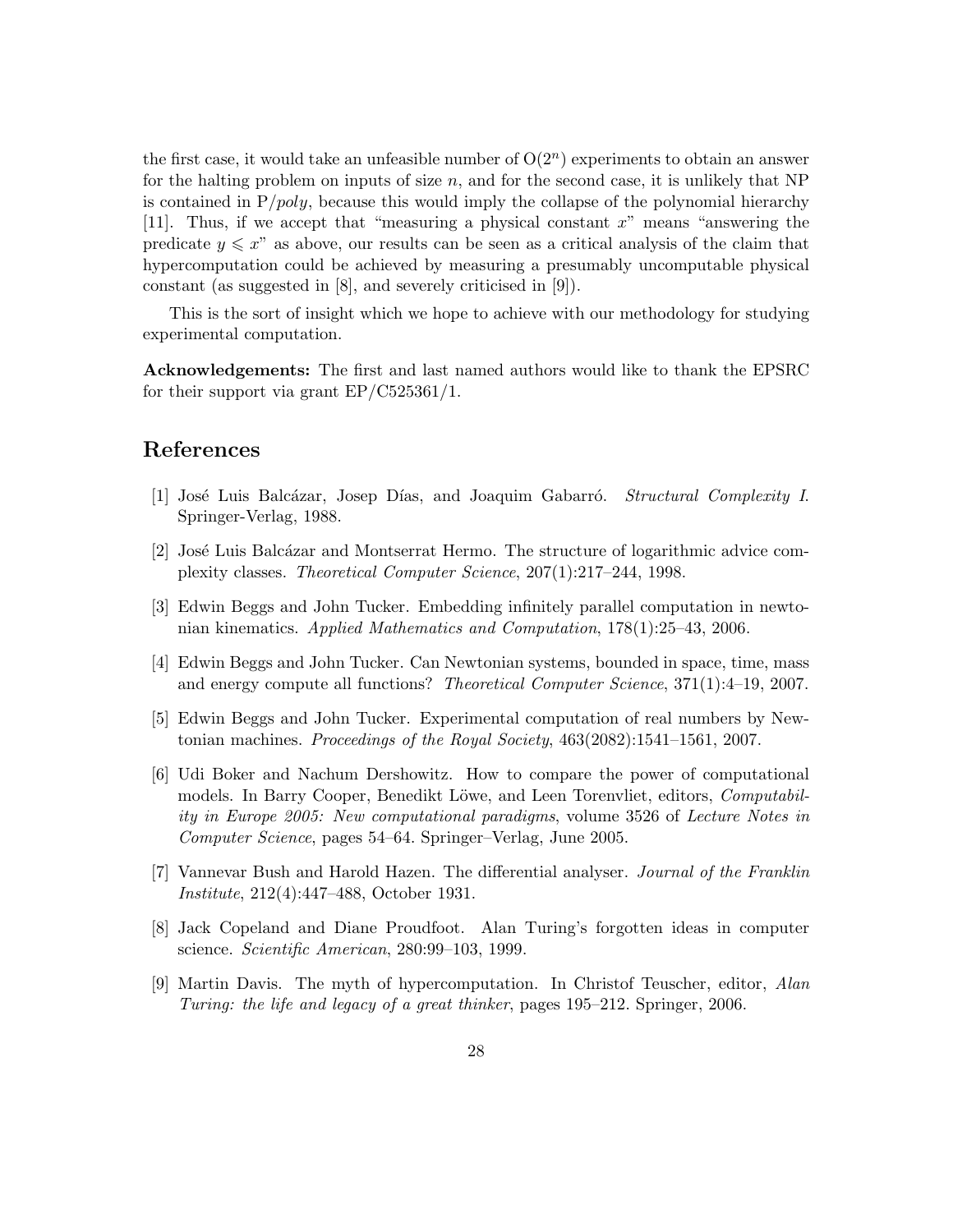the first case, it would take an unfeasible number of $O(2^n)$ experiments to obtain an answer for the halting problem on inputs of size $n$, and for the second case, it is unlikely that NP is contained in $P/poly$, because this would imply the collapse of the polynomial hierarchy [11]. Thus, if we accept that "measuring a physical constant $x$" means "answering the predicate $y \leqslant x$" as above, our results can be seen as a critical analysis of the claim that hypercomputation could be achieved by measuring a presumably uncomputable physical constant (as suggested in [8], and severely criticised in [9]).

This is the sort of insight which we hope to achieve with our methodology for studying experimental computation.

**Acknowledgements:** The first and last named authors would like to thank the EPSRC for their support via grant EP/C525361/1.

## References

[1] José Luis Balcázar, Josep Días, and Joaquim Gabarró. *Structural Complexity I*. Springer-Verlag, 1988.

[2] José Luis Balcázar and Montserrat Hermo. The structure of logarithmic advice complexity classes. *Theoretical Computer Science*, 207(1):217–244, 1998.

[3] Edwin Beggs and John Tucker. Embedding infinitely parallel computation in newtonian kinematics. *Applied Mathematics and Computation*, 178(1):25–43, 2006.

[4] Edwin Beggs and John Tucker. Can Newtonian systems, bounded in space, time, mass and energy compute all functions? *Theoretical Computer Science*, 371(1):4–19, 2007.

[5] Edwin Beggs and John Tucker. Experimental computation of real numbers by Newtonian machines. *Proceedings of the Royal Society*, 463(2082):1541–1561, 2007.

[6] Udi Boker and Nachum Dershowitz. How to compare the power of computational models. In Barry Cooper, Benedikt Löwe, and Leen Torenvliet, editors, *Computability in Europe 2005: New computational paradigms*, volume 3526 of *Lecture Notes in Computer Science*, pages 54–64. Springer–Verlag, June 2005.

[7] Vannevar Bush and Harold Hazen. The differential analyser. *Journal of the Franklin Institute*, 212(4):447–488, October 1931.

[8] Jack Copeland and Diane Proudfoot. Alan Turing's forgotten ideas in computer science. *Scientific American*, 280:99–103, 1999.

[9] Martin Davis. The myth of hypercomputation. In Christof Teuscher, editor, *Alan Turing: the life and legacy of a great thinker*, pages 195–212. Springer, 2006.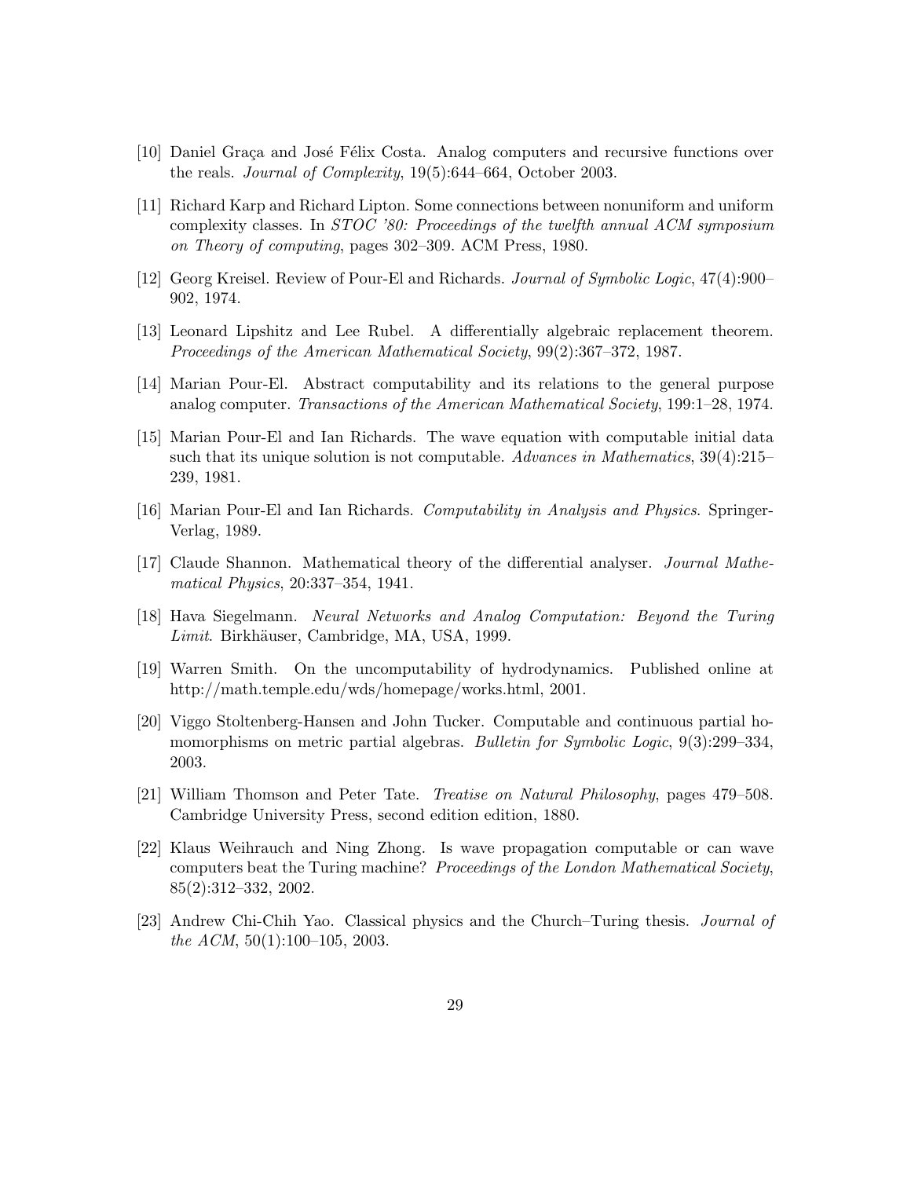[10] Daniel Graça and José Félix Costa. Analog computers and recursive functions over the reals. *Journal of Complexity*, 19(5):644–664, October 2003.

[11] Richard Karp and Richard Lipton. Some connections between nonuniform and uniform complexity classes. In *STOC '80: Proceedings of the twelfth annual ACM symposium on Theory of computing*, pages 302–309. ACM Press, 1980.

[12] Georg Kreisel. Review of Pour-El and Richards. *Journal of Symbolic Logic*, 47(4):900–902, 1974.

[13] Leonard Lipshitz and Lee Rubel. A differentially algebraic replacement theorem. *Proceedings of the American Mathematical Society*, 99(2):367–372, 1987.

[14] Marian Pour-El. Abstract computability and its relations to the general purpose analog computer. *Transactions of the American Mathematical Society*, 199:1–28, 1974.

[15] Marian Pour-El and Ian Richards. The wave equation with computable initial data such that its unique solution is not computable. *Advances in Mathematics*, 39(4):215–239, 1981.

[16] Marian Pour-El and Ian Richards. *Computability in Analysis and Physics*. Springer-Verlag, 1989.

[17] Claude Shannon. Mathematical theory of the differential analyser. *Journal Mathematical Physics*, 20:337–354, 1941.

[18] Hava Siegelmann. *Neural Networks and Analog Computation: Beyond the Turing Limit*. Birkhäuser, Cambridge, MA, USA, 1999.

[19] Warren Smith. On the uncomputability of hydrodynamics. Published online at http://math.temple.edu/wds/homepage/works.html, 2001.

[20] Viggo Stoltenberg-Hansen and John Tucker. Computable and continuous partial homomorphisms on metric partial algebras. *Bulletin for Symbolic Logic*, 9(3):299–334, 2003.

[21] William Thomson and Peter Tate. *Treatise on Natural Philosophy*, pages 479–508. Cambridge University Press, second edition edition, 1880.

[22] Klaus Weihrauch and Ning Zhong. Is wave propagation computable or can wave computers beat the Turing machine? *Proceedings of the London Mathematical Society*, 85(2):312–332, 2002.

[23] Andrew Chi-Chih Yao. Classical physics and the Church–Turing thesis. *Journal of the ACM*, 50(1):100–105, 2003.